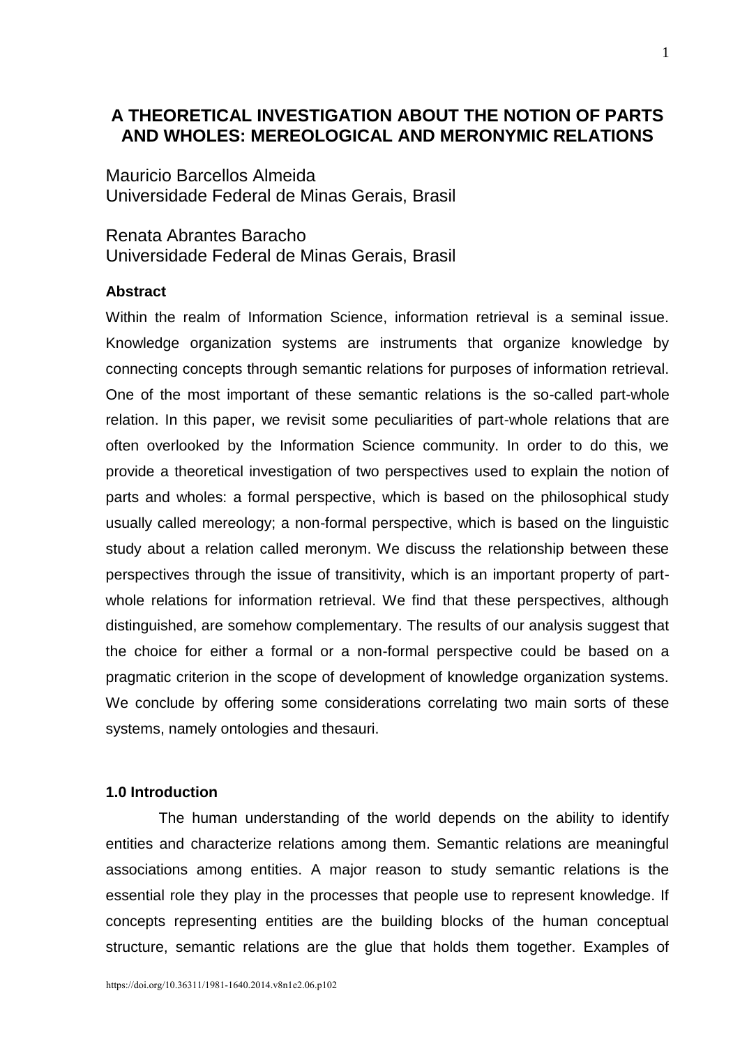# A THEORETICAL INVESTIGATION ABOUT THE NOTION OF PARTS AND WHOLES: MEREOLOGICAL AND MERONYMIC RELATIONS

Mauricio Barcellos Almeida
Universidade Federal de Minas Gerais, Brasil

Renata Abrantes Baracho
Universidade Federal de Minas Gerais, Brasil

### Abstract

Within the realm of Information Science, information retrieval is a seminal issue. Knowledge organization systems are instruments that organize knowledge by connecting concepts through semantic relations for purposes of information retrieval. One of the most important of these semantic relations is the so-called part-whole relation. In this paper, we revisit some peculiarities of part-whole relations that are often overlooked by the Information Science community. In order to do this, we provide a theoretical investigation of two perspectives used to explain the notion of parts and wholes: a formal perspective, which is based on the philosophical study usually called mereology; a non-formal perspective, which is based on the linguistic study about a relation called meronym. We discuss the relationship between these perspectives through the issue of transitivity, which is an important property of part-whole relations for information retrieval. We find that these perspectives, although distinguished, are somehow complementary. The results of our analysis suggest that the choice for either a formal or a non-formal perspective could be based on a pragmatic criterion in the scope of development of knowledge organization systems. We conclude by offering some considerations correlating two main sorts of these systems, namely ontologies and thesauri.

### 1.0 Introduction

The human understanding of the world depends on the ability to identify entities and characterize relations among them. Semantic relations are meaningful associations among entities. A major reason to study semantic relations is the essential role they play in the processes that people use to represent knowledge. If concepts representing entities are the building blocks of the human conceptual structure, semantic relations are the glue that holds them together. Examples of

https://doi.org/10.36311/1981-1640.2014.v8n1e2.06.p102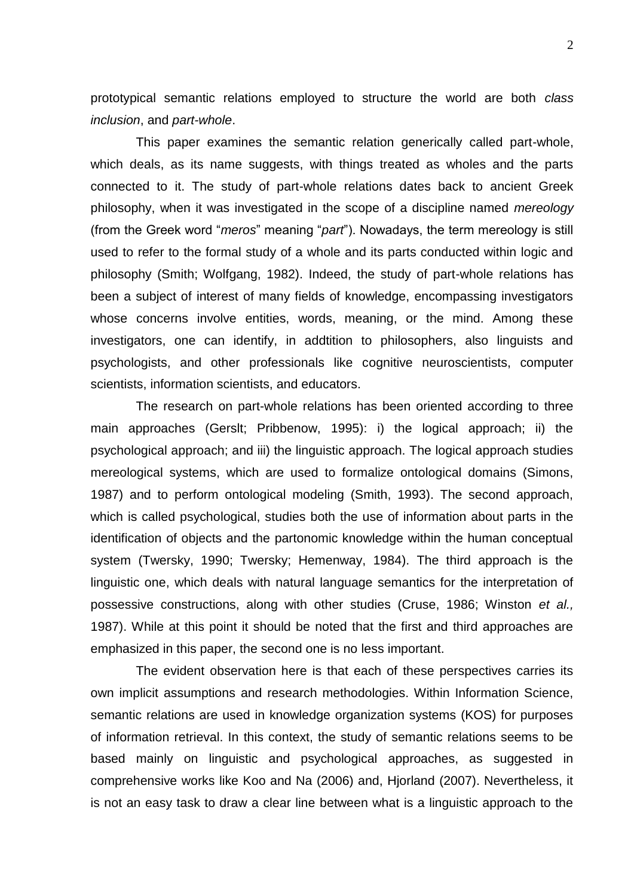prototypical semantic relations employed to structure the world are both *class inclusion*, and *part-whole*.

This paper examines the semantic relation generically called part-whole, which deals, as its name suggests, with things treated as wholes and the parts connected to it. The study of part-whole relations dates back to ancient Greek philosophy, when it was investigated in the scope of a discipline named *mereology* (from the Greek word "*meros*" meaning "*part*"). Nowadays, the term mereology is still used to refer to the formal study of a whole and its parts conducted within logic and philosophy (Smith; Wolfgang, 1982). Indeed, the study of part-whole relations has been a subject of interest of many fields of knowledge, encompassing investigators whose concerns involve entities, words, meaning, or the mind. Among these investigators, one can identify, in addtition to philosophers, also linguists and psychologists, and other professionals like cognitive neuroscientists, computer scientists, information scientists, and educators.

The research on part-whole relations has been oriented according to three main approaches (Gerslt; Pribbenow, 1995): i) the logical approach; ii) the psychological approach; and iii) the linguistic approach. The logical approach studies mereological systems, which are used to formalize ontological domains (Simons, 1987) and to perform ontological modeling (Smith, 1993). The second approach, which is called psychological, studies both the use of information about parts in the identification of objects and the partonomic knowledge within the human conceptual system (Twersky, 1990; Twersky; Hemenway, 1984). The third approach is the linguistic one, which deals with natural language semantics for the interpretation of possessive constructions, along with other studies (Cruse, 1986; Winston *et al.,* 1987). While at this point it should be noted that the first and third approaches are emphasized in this paper, the second one is no less important.

The evident observation here is that each of these perspectives carries its own implicit assumptions and research methodologies. Within Information Science, semantic relations are used in knowledge organization systems (KOS) for purposes of information retrieval. In this context, the study of semantic relations seems to be based mainly on linguistic and psychological approaches, as suggested in comprehensive works like Koo and Na (2006) and, Hjorland (2007). Nevertheless, it is not an easy task to draw a clear line between what is a linguistic approach to the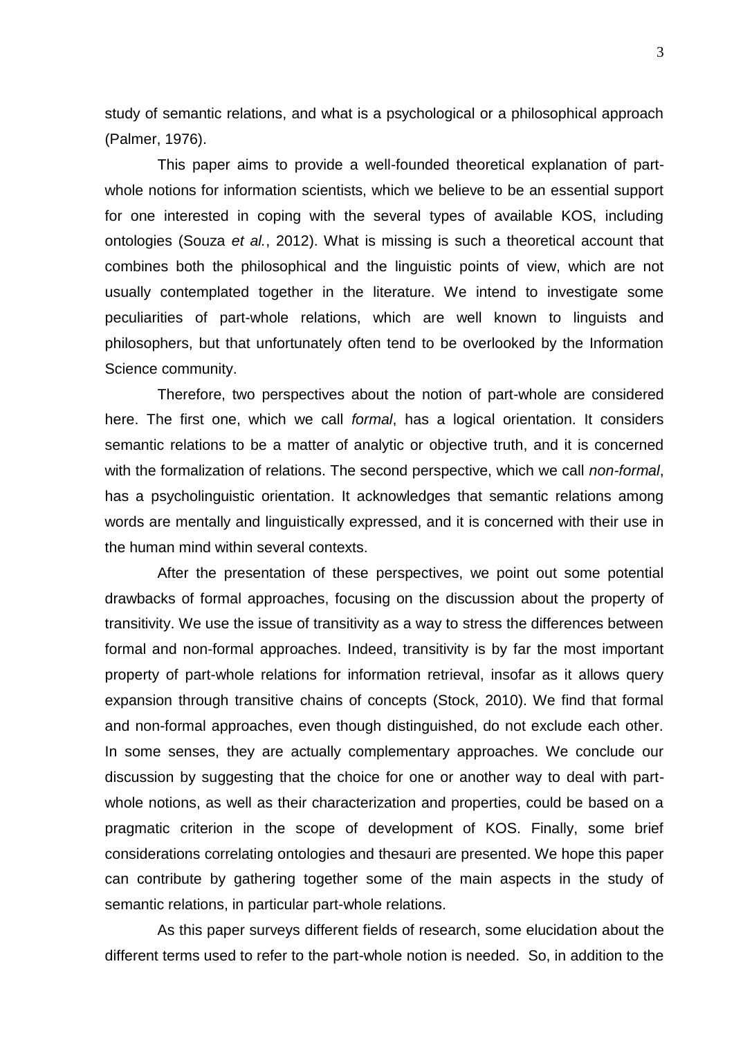study of semantic relations, and what is a psychological or a philosophical approach (Palmer, 1976).

This paper aims to provide a well-founded theoretical explanation of part-whole notions for information scientists, which we believe to be an essential support for one interested in coping with the several types of available KOS, including ontologies (Souza *et al.*, 2012). What is missing is such a theoretical account that combines both the philosophical and the linguistic points of view, which are not usually contemplated together in the literature. We intend to investigate some peculiarities of part-whole relations, which are well known to linguists and philosophers, but that unfortunately often tend to be overlooked by the Information Science community.

Therefore, two perspectives about the notion of part-whole are considered here. The first one, which we call *formal*, has a logical orientation. It considers semantic relations to be a matter of analytic or objective truth, and it is concerned with the formalization of relations. The second perspective, which we call *non-formal*, has a psycholinguistic orientation. It acknowledges that semantic relations among words are mentally and linguistically expressed, and it is concerned with their use in the human mind within several contexts.

After the presentation of these perspectives, we point out some potential drawbacks of formal approaches, focusing on the discussion about the property of transitivity. We use the issue of transitivity as a way to stress the differences between formal and non-formal approaches. Indeed, transitivity is by far the most important property of part-whole relations for information retrieval, insofar as it allows query expansion through transitive chains of concepts (Stock, 2010). We find that formal and non-formal approaches, even though distinguished, do not exclude each other. In some senses, they are actually complementary approaches. We conclude our discussion by suggesting that the choice for one or another way to deal with part-whole notions, as well as their characterization and properties, could be based on a pragmatic criterion in the scope of development of KOS. Finally, some brief considerations correlating ontologies and thesauri are presented. We hope this paper can contribute by gathering together some of the main aspects in the study of semantic relations, in particular part-whole relations.

As this paper surveys different fields of research, some elucidation about the different terms used to refer to the part-whole notion is needed. So, in addition to the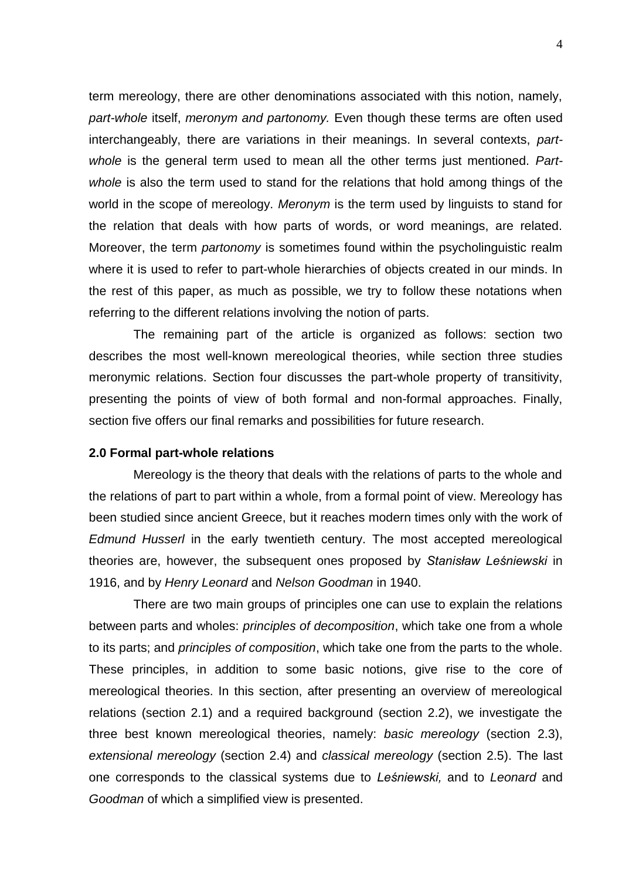term mereology, there are other denominations associated with this notion, namely, *part-whole* itself, *meronym and partonomy.* Even though these terms are often used interchangeably, there are variations in their meanings. In several contexts, *part-whole* is the general term used to mean all the other terms just mentioned. *Part-whole* is also the term used to stand for the relations that hold among things of the world in the scope of mereology. *Meronym* is the term used by linguists to stand for the relation that deals with how parts of words, or word meanings, are related. Moreover, the term *partonomy* is sometimes found within the psycholinguistic realm where it is used to refer to part-whole hierarchies of objects created in our minds. In the rest of this paper, as much as possible, we try to follow these notations when referring to the different relations involving the notion of parts.

The remaining part of the article is organized as follows: section two describes the most well-known mereological theories, while section three studies meronymic relations. Section four discusses the part-whole property of transitivity, presenting the points of view of both formal and non-formal approaches. Finally, section five offers our final remarks and possibilities for future research.

## 2.0 Formal part-whole relations

Mereology is the theory that deals with the relations of parts to the whole and the relations of part to part within a whole, from a formal point of view. Mereology has been studied since ancient Greece, but it reaches modern times only with the work of *Edmund Husserl* in the early twentieth century. The most accepted mereological theories are, however, the subsequent ones proposed by *Stanisław Leśniewski* in 1916, and by *Henry Leonard* and *Nelson Goodman* in 1940.

There are two main groups of principles one can use to explain the relations between parts and wholes: *principles of decomposition*, which take one from a whole to its parts; and *principles of composition*, which take one from the parts to the whole. These principles, in addition to some basic notions, give rise to the core of mereological theories. In this section, after presenting an overview of mereological relations (section 2.1) and a required background (section 2.2), we investigate the three best known mereological theories, namely: *basic mereology* (section 2.3), *extensional mereology* (section 2.4) and *classical mereology* (section 2.5). The last one corresponds to the classical systems due to *Leśniewski,* and to *Leonard* and *Goodman* of which a simplified view is presented.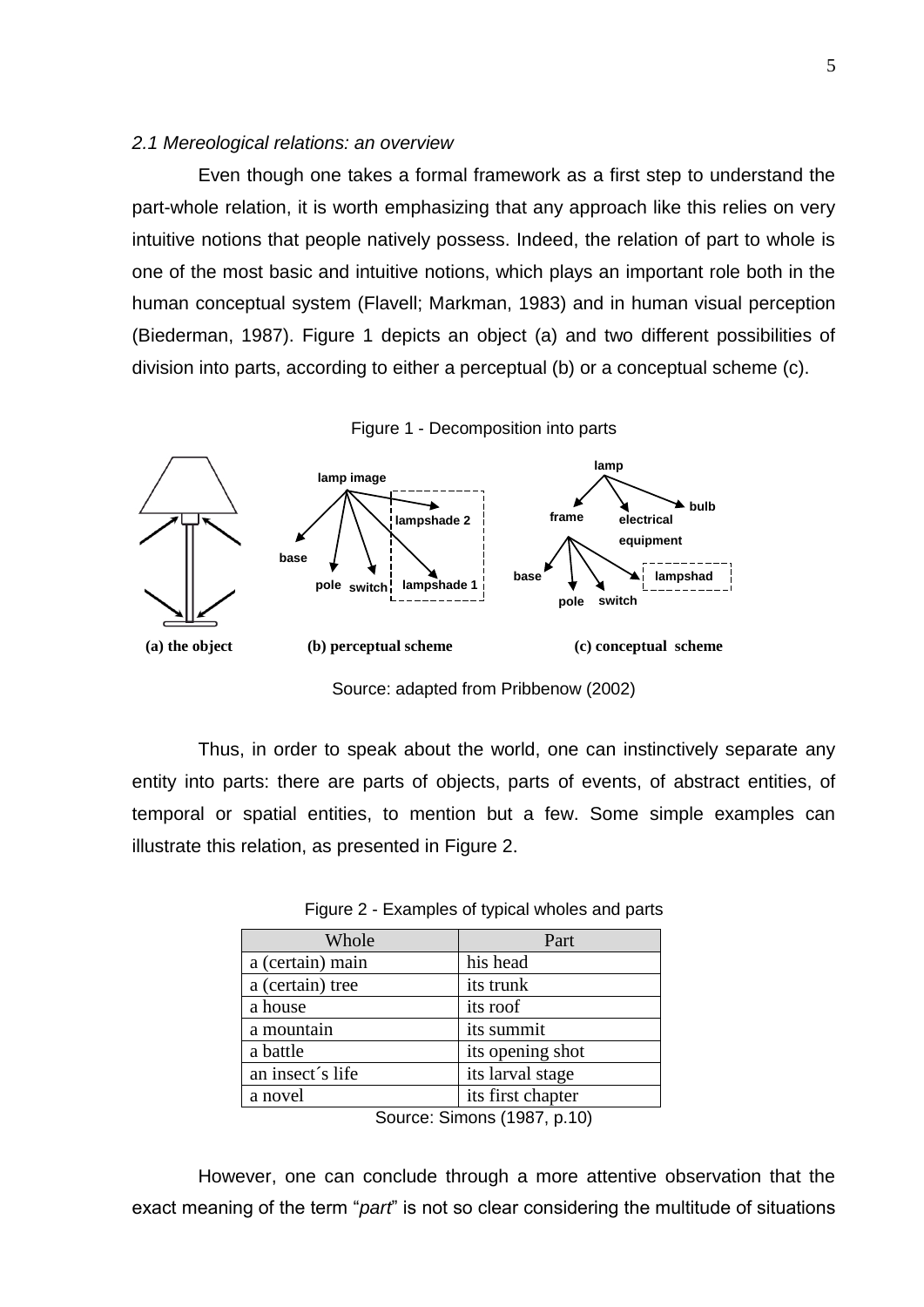### *2.1 Mereological relations: an overview*

Even though one takes a formal framework as a first step to understand the part-whole relation, it is worth emphasizing that any approach like this relies on very intuitive notions that people natively possess. Indeed, the relation of part to whole is one of the most basic and intuitive notions, which plays an important role both in the human conceptual system (Flavell; Markman, 1983) and in human visual perception (Biederman, 1987). Figure 1 depicts an object (a) and two different possibilities of division into parts, according to either a perceptual (b) or a conceptual scheme (c).

Figure 1 - Decomposition into parts

**(a) the object** **(b) perceptual scheme** **(c) conceptual scheme**

Source: adapted from Pribbenow (2002)

Thus, in order to speak about the world, one can instinctively separate any entity into parts: there are parts of objects, parts of events, of abstract entities, of temporal or spatial entities, to mention but a few. Some simple examples can illustrate this relation, as presented in Figure 2.

Figure 2 - Examples of typical wholes and parts

| Whole | Part |
|---|---|
| a (certain) main | his head |
| a (certain) tree | its trunk |
| a house | its roof |
| a mountain | its summit |
| a battle | its opening shot |
| an insect´s life | its larval stage |
| a novel | its first chapter |

Source: Simons (1987, p.10)

However, one can conclude through a more attentive observation that the exact meaning of the term "*part*" is not so clear considering the multitude of situations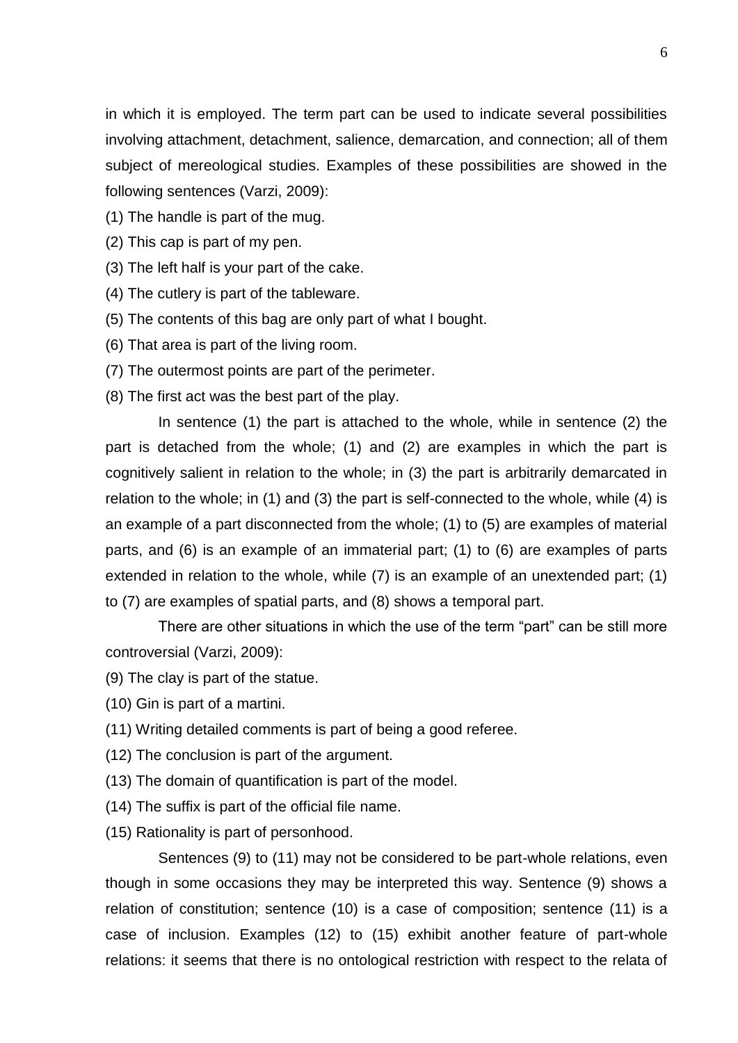in which it is employed. The term part can be used to indicate several possibilities involving attachment, detachment, salience, demarcation, and connection; all of them subject of mereological studies. Examples of these possibilities are showed in the following sentences (Varzi, 2009):

(1) The handle is part of the mug.

(2) This cap is part of my pen.

(3) The left half is your part of the cake.

(4) The cutlery is part of the tableware.

(5) The contents of this bag are only part of what I bought.

(6) That area is part of the living room.

(7) The outermost points are part of the perimeter.

(8) The first act was the best part of the play.

In sentence (1) the part is attached to the whole, while in sentence (2) the part is detached from the whole; (1) and (2) are examples in which the part is cognitively salient in relation to the whole; in (3) the part is arbitrarily demarcated in relation to the whole; in (1) and (3) the part is self-connected to the whole, while (4) is an example of a part disconnected from the whole; (1) to (5) are examples of material parts, and (6) is an example of an immaterial part; (1) to (6) are examples of parts extended in relation to the whole, while (7) is an example of an unextended part; (1) to (7) are examples of spatial parts, and (8) shows a temporal part.

There are other situations in which the use of the term "part" can be still more controversial (Varzi, 2009):

(9) The clay is part of the statue.

(10) Gin is part of a martini.

(11) Writing detailed comments is part of being a good referee.

(12) The conclusion is part of the argument.

(13) The domain of quantification is part of the model.

(14) The suffix is part of the official file name.

(15) Rationality is part of personhood.

Sentences (9) to (11) may not be considered to be part-whole relations, even though in some occasions they may be interpreted this way. Sentence (9) shows a relation of constitution; sentence (10) is a case of composition; sentence (11) is a case of inclusion. Examples (12) to (15) exhibit another feature of part-whole relations: it seems that there is no ontological restriction with respect to the relata of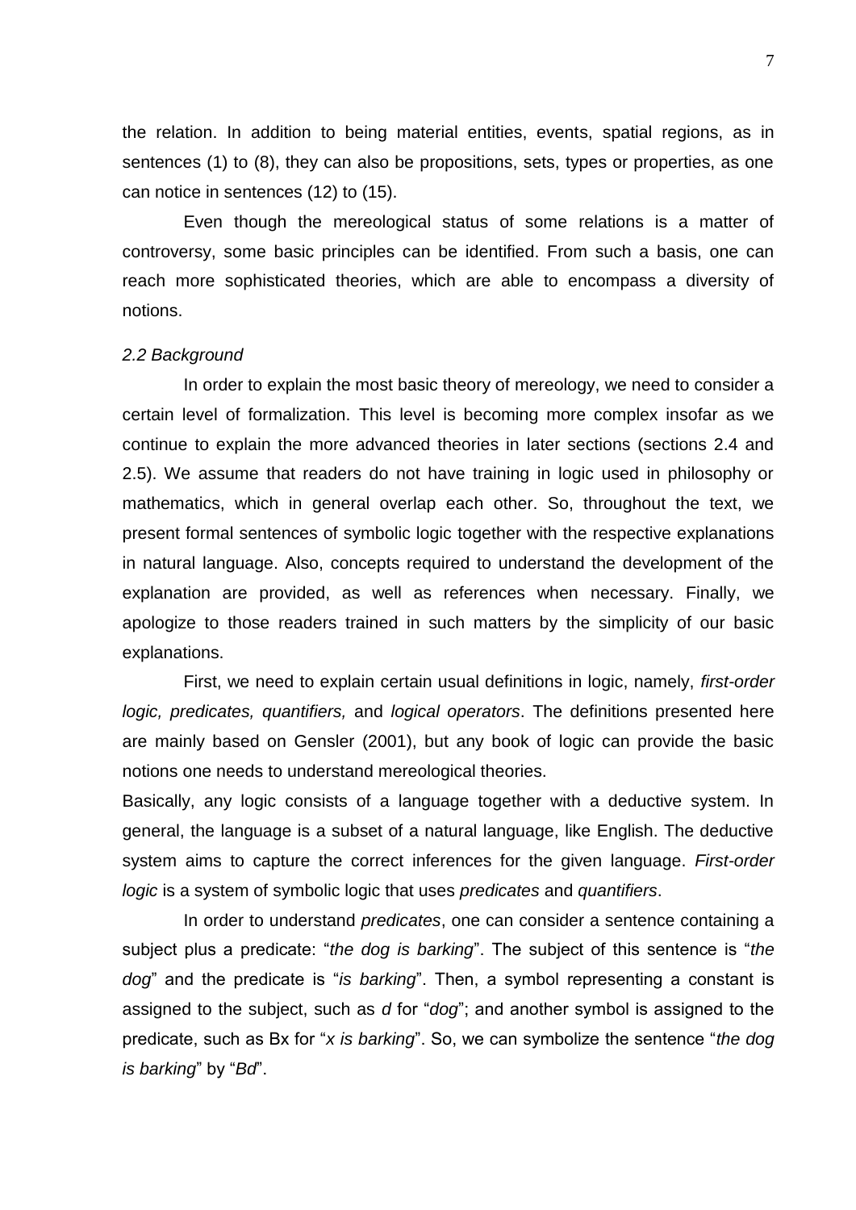the relation. In addition to being material entities, events, spatial regions, as in sentences (1) to (8), they can also be propositions, sets, types or properties, as one can notice in sentences (12) to (15).

Even though the mereological status of some relations is a matter of controversy, some basic principles can be identified. From such a basis, one can reach more sophisticated theories, which are able to encompass a diversity of notions.

### *2.2 Background*

In order to explain the most basic theory of mereology, we need to consider a certain level of formalization. This level is becoming more complex insofar as we continue to explain the more advanced theories in later sections (sections 2.4 and 2.5). We assume that readers do not have training in logic used in philosophy or mathematics, which in general overlap each other. So, throughout the text, we present formal sentences of symbolic logic together with the respective explanations in natural language. Also, concepts required to understand the development of the explanation are provided, as well as references when necessary. Finally, we apologize to those readers trained in such matters by the simplicity of our basic explanations.

First, we need to explain certain usual definitions in logic, namely, *first-order logic, predicates, quantifiers,* and *logical operators*. The definitions presented here are mainly based on Gensler (2001), but any book of logic can provide the basic notions one needs to understand mereological theories.

Basically, any logic consists of a language together with a deductive system. In general, the language is a subset of a natural language, like English. The deductive system aims to capture the correct inferences for the given language. *First-order logic* is a system of symbolic logic that uses *predicates* and *quantifiers*.

In order to understand *predicates*, one can consider a sentence containing a subject plus a predicate: "*the dog is barking*". The subject of this sentence is "*the dog*" and the predicate is "*is barking*". Then, a symbol representing a constant is assigned to the subject, such as *d* for "*dog*"; and another symbol is assigned to the predicate, such as Bx for "*x is barking*". So, we can symbolize the sentence "*the dog is barking*" by "*Bd*".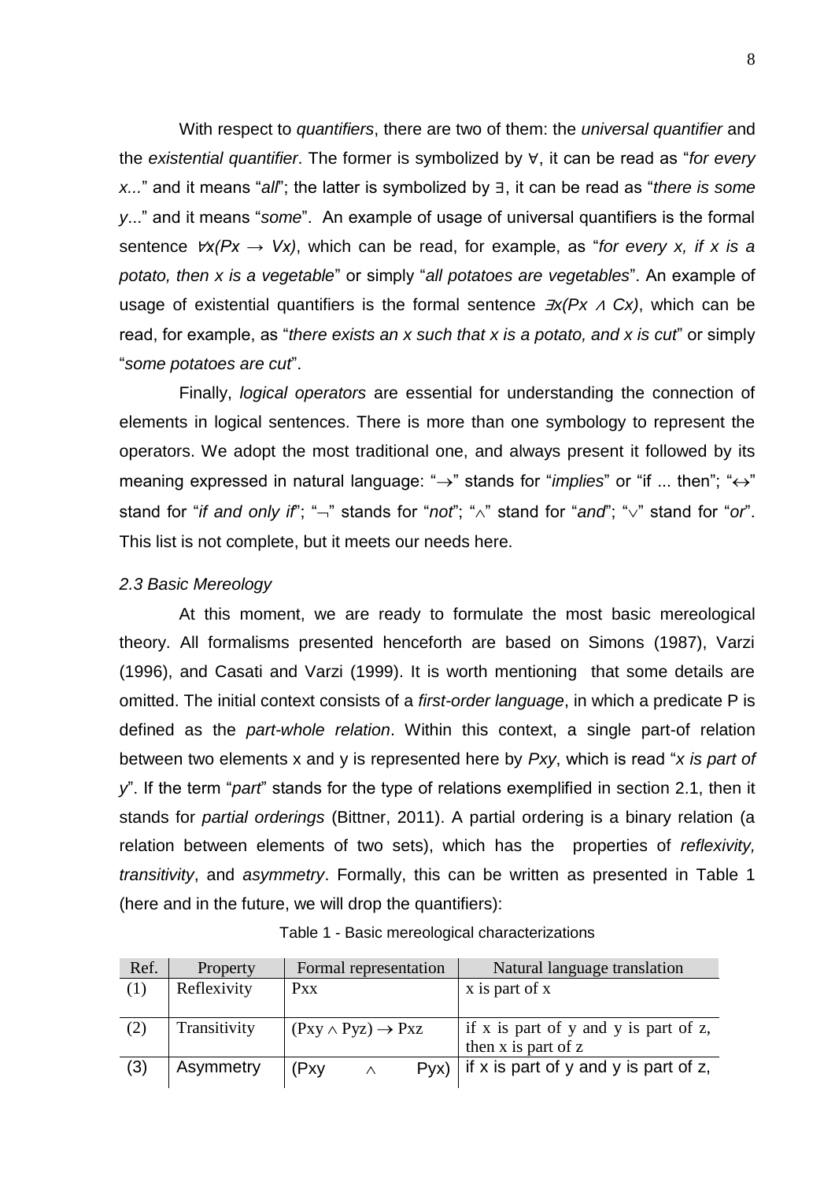With respect to *quantifiers*, there are two of them: the *universal quantifier* and the *existential quantifier*. The former is symbolized by ∀, it can be read as "*for every x...*" and it means "*all*"; the latter is symbolized by ∃, it can be read as "*there is some y...*" and it means "*some*". An example of usage of universal quantifiers is the formal sentence $\forall x(Px \rightarrow Vx)$, which can be read, for example, as "*for every x, if x is a potato, then x is a vegetable*" or simply "*all potatoes are vegetables*". An example of usage of existential quantifiers is the formal sentence $\exists x(Px \wedge Cx)$, which can be read, for example, as "*there exists an x such that x is a potato, and x is cut*" or simply "*some potatoes are cut*".

Finally, *logical operators* are essential for understanding the connection of elements in logical sentences. There is more than one symbology to represent the operators. We adopt the most traditional one, and always present it followed by its meaning expressed in natural language: "→" stands for "*implies*" or "if ... then"; "↔" stand for "*if and only if*"; "¬" stands for "*not*"; "∧" stand for "*and*"; "∨" stand for "*or*". This list is not complete, but it meets our needs here.

### *2.3 Basic Mereology*

At this moment, we are ready to formulate the most basic mereological theory. All formalisms presented henceforth are based on Simons (1987), Varzi (1996), and Casati and Varzi (1999). It is worth mentioning that some details are omitted. The initial context consists of a *first-order language*, in which a predicate P is defined as the *part-whole relation*. Within this context, a single part-of relation between two elements x and y is represented here by *Pxy*, which is read "*x is part of y*". If the term "*part*" stands for the type of relations exemplified in section 2.1, then it stands for *partial orderings* (Bittner, 2011). A partial ordering is a binary relation (a relation between elements of two sets), which has the properties of *reflexivity, transitivity*, and *asymmetry*. Formally, this can be written as presented in Table 1 (here and in the future, we will drop the quantifiers):

Table 1 - Basic mereological characterizations

| Ref. | Property | Formal representation | Natural language translation |
|---|---|---|---|
| (1) | Reflexivity | $Pxx$ | x is part of x |
| (2) | Transitivity | $(Pxy \wedge Pyz) \rightarrow Pxz$ | if x is part of y and y is part of z, then x is part of z |
| (3) | Asymmetry | $(Pxy \wedge Pyx)$ | if x is part of y and y is part of z, |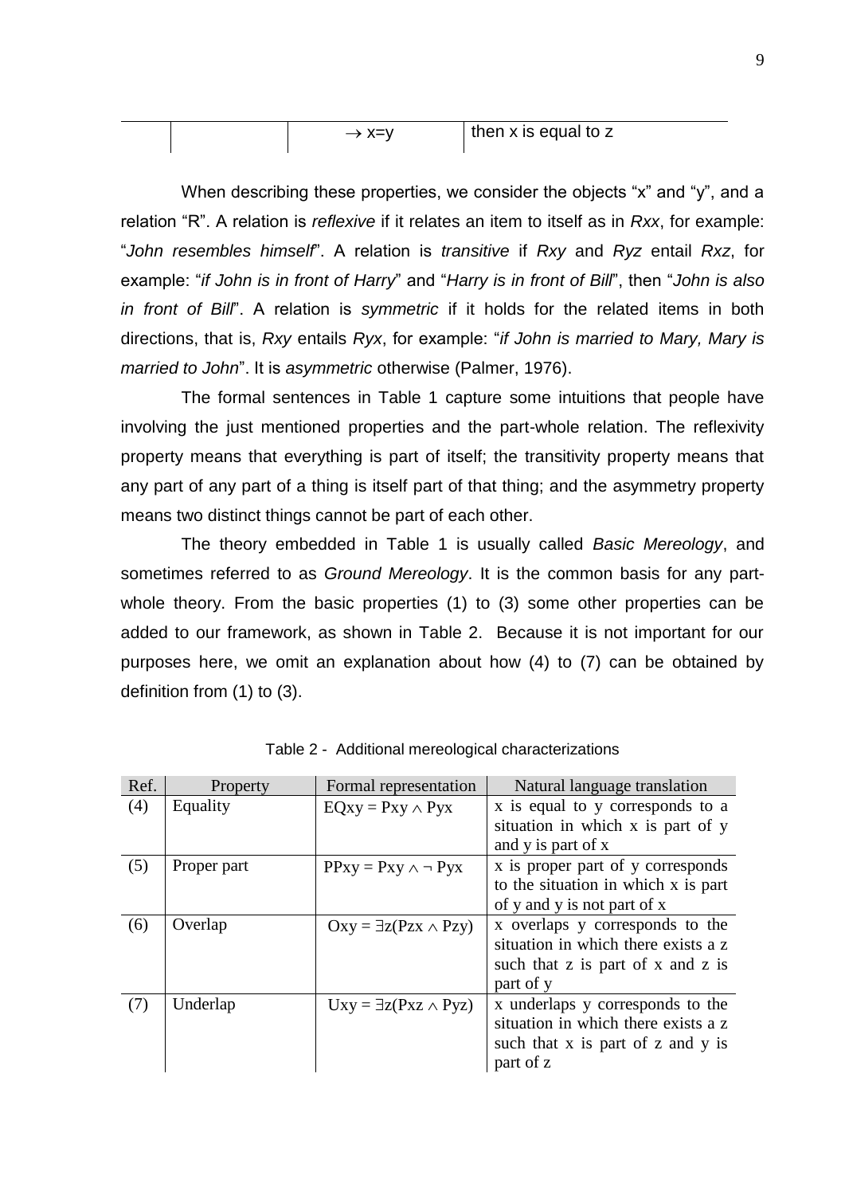| | | | |
|---|---|---|---|
| | | $\rightarrow x=y$ | then x is equal to z |

When describing these properties, we consider the objects “x” and “y”, and a relation “R”. A relation is *reflexive* if it relates an item to itself as in *Rxx*, for example: “*John resembles himself*”. A relation is *transitive* if *Rxy* and *Ryz* entail *Rxz*, for example: “*if John is in front of Harry*” and “*Harry is in front of Bill*”, then “*John is also in front of Bill*”. A relation is *symmetric* if it holds for the related items in both directions, that is, *Rxy* entails *Ryx*, for example: “*if John is married to Mary, Mary is married to John*”. It is *asymmetric* otherwise (Palmer, 1976).

The formal sentences in Table 1 capture some intuitions that people have involving the just mentioned properties and the part-whole relation. The reflexivity property means that everything is part of itself; the transitivity property means that any part of any part of a thing is itself part of that thing; and the asymmetry property means two distinct things cannot be part of each other.

The theory embedded in Table 1 is usually called *Basic Mereology*, and sometimes referred to as *Ground Mereology*. It is the common basis for any part-whole theory. From the basic properties (1) to (3) some other properties can be added to our framework, as shown in Table 2. Because it is not important for our purposes here, we omit an explanation about how (4) to (7) can be obtained by definition from (1) to (3).

Table 2 - Additional mereological characterizations

| Ref. | Property | Formal representation | Natural language translation |
|---|---|---|---|
| (4) | Equality | $EQxy = Pxy \wedge Pyx$ | x is equal to y corresponds to a situation in which x is part of y and y is part of x |
| (5) | Proper part | $PPxy = Pxy \wedge \neg Pyx$ | x is proper part of y corresponds to the situation in which x is part of y and y is not part of x |
| (6) | Overlap | $Oxy = \exists z(Pzx \wedge Pzy)$ | x overlaps y corresponds to the situation in which there exists a z such that z is part of x and z is part of y |
| (7) | Underlap | $Uxy = \exists z(Pxz \wedge Pyz)$ | x underlaps y corresponds to the situation in which there exists a z such that x is part of z and y is part of z |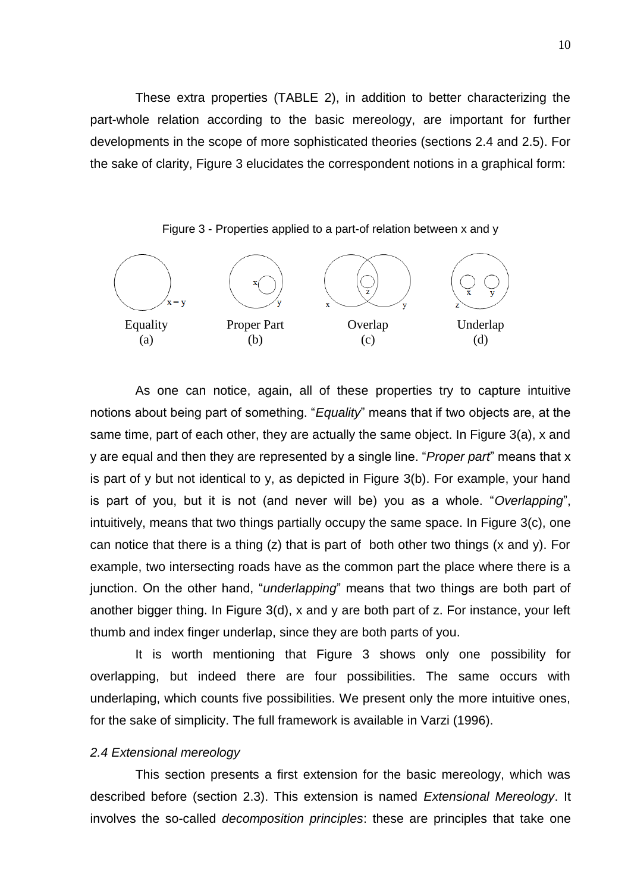These extra properties (TABLE 2), in addition to better characterizing the part-whole relation according to the basic mereology, are important for further developments in the scope of more sophisticated theories (sections 2.4 and 2.5). For the sake of clarity, Figure 3 elucidates the correspondent notions in a graphical form:

Figure 3 - Properties applied to a part-of relation between x and y

| Equality (a) | Proper Part (b) | Overlap (c) | Underlap (d) |
|---|---|---|---|
| x = y | x, y | x, z, y | x, y, z |

As one can notice, again, all of these properties try to capture intuitive notions about being part of something. "*Equality*" means that if two objects are, at the same time, part of each other, they are actually the same object. In Figure 3(a), x and y are equal and then they are represented by a single line. "*Proper part*" means that x is part of y but not identical to y, as depicted in Figure 3(b). For example, your hand is part of you, but it is not (and never will be) you as a whole. "*Overlapping*", intuitively, means that two things partially occupy the same space. In Figure 3(c), one can notice that there is a thing (z) that is part of both other two things (x and y). For example, two intersecting roads have as the common part the place where there is a junction. On the other hand, "*underlapping*" means that two things are both part of another bigger thing. In Figure 3(d), x and y are both part of z. For instance, your left thumb and index finger underlap, since they are both parts of you.

It is worth mentioning that Figure 3 shows only one possibility for overlapping, but indeed there are four possibilities. The same occurs with underlaping, which counts five possibilities. We present only the more intuitive ones, for the sake of simplicity. The full framework is available in Varzi (1996).

### *2.4 Extensional mereology*

This section presents a first extension for the basic mereology, which was described before (section 2.3). This extension is named *Extensional Mereology*. It involves the so-called *decomposition principles*: these are principles that take one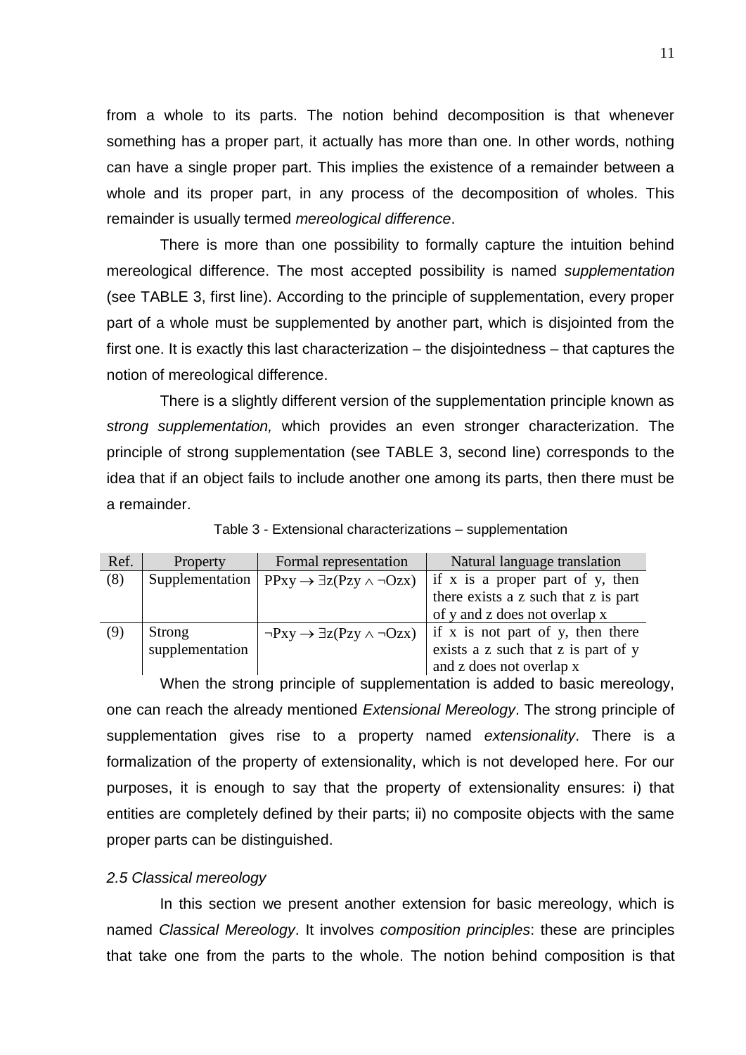from a whole to its parts. The notion behind decomposition is that whenever something has a proper part, it actually has more than one. In other words, nothing can have a single proper part. This implies the existence of a remainder between a whole and its proper part, in any process of the decomposition of wholes. This remainder is usually termed *mereological difference*.

There is more than one possibility to formally capture the intuition behind mereological difference. The most accepted possibility is named *supplementation* (see TABLE 3, first line). According to the principle of supplementation, every proper part of a whole must be supplemented by another part, which is disjointed from the first one. It is exactly this last characterization – the disjointedness – that captures the notion of mereological difference.

There is a slightly different version of the supplementation principle known as *strong supplementation,* which provides an even stronger characterization. The principle of strong supplementation (see TABLE 3, second line) corresponds to the idea that if an object fails to include another one among its parts, then there must be a remainder.

Table 3 - Extensional characterizations – supplementation

| Ref. | Property | Formal representation | Natural language translation |
|---|---|---|---|
| (8) | Supplementation | $PPxy \rightarrow \exists z(Pzy \wedge \neg Ozx)$ | if x is a proper part of y, then there exists a z such that z is part of y and z does not overlap x |
| (9) | Strong supplementation | $\neg Pxy \rightarrow \exists z(Pzy \wedge \neg Ozx)$ | if x is not part of y, then there exists a z such that z is part of y and z does not overlap x |

When the strong principle of supplementation is added to basic mereology, one can reach the already mentioned *Extensional Mereology*. The strong principle of supplementation gives rise to a property named *extensionality*. There is a formalization of the property of extensionality, which is not developed here. For our purposes, it is enough to say that the property of extensionality ensures: i) that entities are completely defined by their parts; ii) no composite objects with the same proper parts can be distinguished.

### *2.5 Classical mereology*

In this section we present another extension for basic mereology, which is named *Classical Mereology*. It involves *composition principles*: these are principles that take one from the parts to the whole. The notion behind composition is that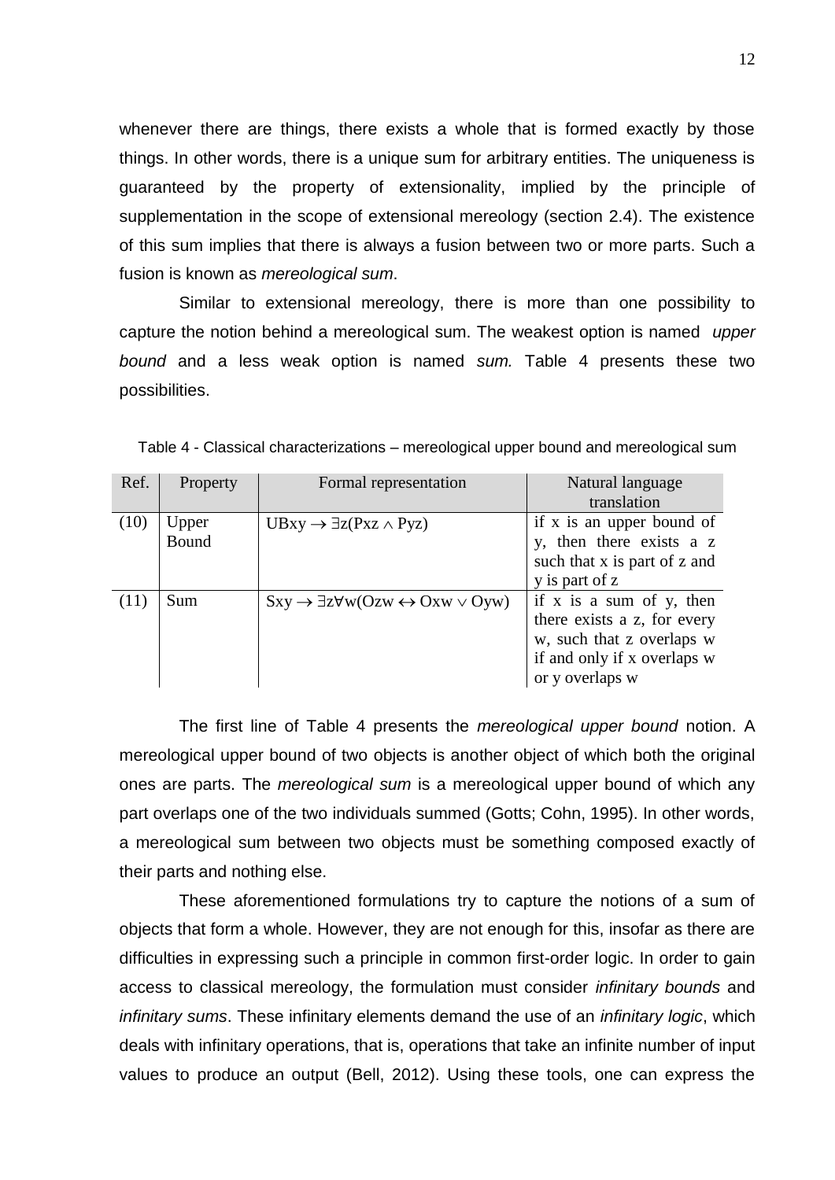whenever there are things, there exists a whole that is formed exactly by those things. In other words, there is a unique sum for arbitrary entities. The uniqueness is guaranteed by the property of extensionality, implied by the principle of supplementation in the scope of extensional mereology (section 2.4). The existence of this sum implies that there is always a fusion between two or more parts. Such a fusion is known as *mereological sum*.

Similar to extensional mereology, there is more than one possibility to capture the notion behind a mereological sum. The weakest option is named *upper bound* and a less weak option is named *sum.* Table 4 presents these two possibilities.

Table 4 - Classical characterizations – mereological upper bound and mereological sum

| Ref. | Property | Formal representation | Natural language translation |
|---|---|---|---|
| (10) | Upper Bound | $UBxy \rightarrow \exists z(Pxz \wedge Pyz)$ | if x is an upper bound of y, then there exists a z such that x is part of z and y is part of z |
| (11) | Sum | $Sxy \rightarrow \exists z \forall w(Ozw \leftrightarrow Oxw \vee Oyw)$ | if x is a sum of y, then there exists a z, for every w, such that z overlaps w if and only if x overlaps w or y overlaps w |

The first line of Table 4 presents the *mereological upper bound* notion. A mereological upper bound of two objects is another object of which both the original ones are parts. The *mereological sum* is a mereological upper bound of which any part overlaps one of the two individuals summed (Gotts; Cohn, 1995). In other words, a mereological sum between two objects must be something composed exactly of their parts and nothing else.

These aforementioned formulations try to capture the notions of a sum of objects that form a whole. However, they are not enough for this, insofar as there are difficulties in expressing such a principle in common first-order logic. In order to gain access to classical mereology, the formulation must consider *infinitary bounds* and *infinitary sums*. These infinitary elements demand the use of an *infinitary logic*, which deals with infinitary operations, that is, operations that take an infinite number of input values to produce an output (Bell, 2012). Using these tools, one can express the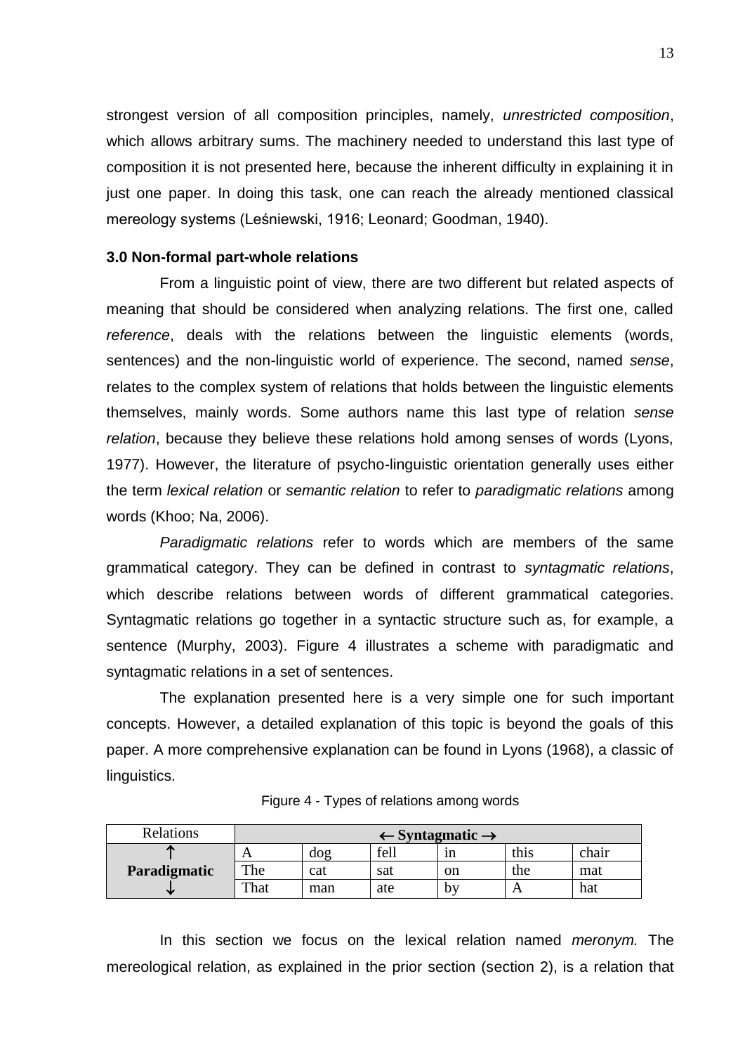strongest version of all composition principles, namely, *unrestricted composition*, which allows arbitrary sums. The machinery needed to understand this last type of composition it is not presented here, because the inherent difficulty in explaining it in just one paper. In doing this task, one can reach the already mentioned classical mereology systems (Leśniewski, 1916; Leonard; Goodman, 1940).

### 3.0 Non-formal part-whole relations

From a linguistic point of view, there are two different but related aspects of meaning that should be considered when analyzing relations. The first one, called *reference*, deals with the relations between the linguistic elements (words, sentences) and the non-linguistic world of experience. The second, named *sense*, relates to the complex system of relations that holds between the linguistic elements themselves, mainly words. Some authors name this last type of relation *sense relation*, because they believe these relations hold among senses of words (Lyons, 1977). However, the literature of psycho-linguistic orientation generally uses either the term *lexical relation* or *semantic relation* to refer to *paradigmatic relations* among words (Khoo; Na, 2006).

*Paradigmatic relations* refer to words which are members of the same grammatical category. They can be defined in contrast to *syntagmatic relations*, which describe relations between words of different grammatical categories. Syntagmatic relations go together in a syntactic structure such as, for example, a sentence (Murphy, 2003). Figure 4 illustrates a scheme with paradigmatic and syntagmatic relations in a set of sentences.

The explanation presented here is a very simple one for such important concepts. However, a detailed explanation of this topic is beyond the goals of this paper. A more comprehensive explanation can be found in Lyons (1968), a classic of linguistics.

Figure 4 - Types of relations among words

| Relations | ← **Syntagmatic** → | | | | | |
|---|---|---|---|---|---|---|
| ↑ | A | dog | fell | in | this | chair |
| **Paradigmatic** | The | cat | sat | on | the | mat |
| ↓ | That | man | ate | by | A | hat |

In this section we focus on the lexical relation named *meronym.* The mereological relation, as explained in the prior section (section 2), is a relation that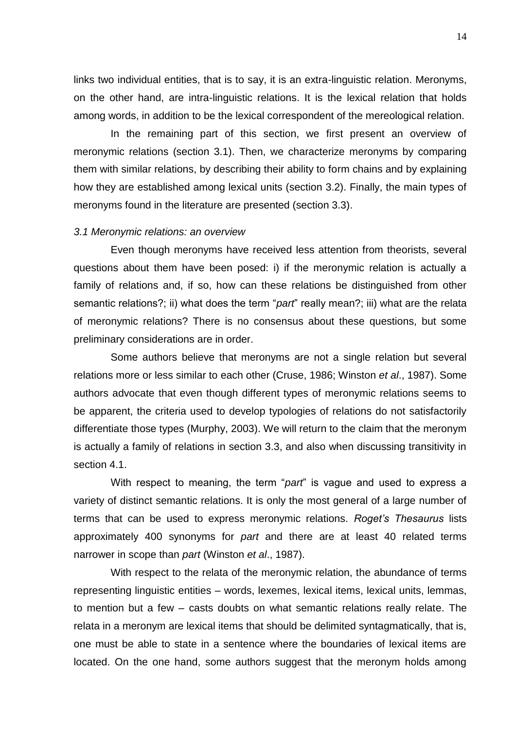links two individual entities, that is to say, it is an extra-linguistic relation. Meronyms, on the other hand, are intra-linguistic relations. It is the lexical relation that holds among words, in addition to be the lexical correspondent of the mereological relation.

In the remaining part of this section, we first present an overview of meronymic relations (section 3.1). Then, we characterize meronyms by comparing them with similar relations, by describing their ability to form chains and by explaining how they are established among lexical units (section 3.2). Finally, the main types of meronyms found in the literature are presented (section 3.3).

### *3.1 Meronymic relations: an overview*

Even though meronyms have received less attention from theorists, several questions about them have been posed: i) if the meronymic relation is actually a family of relations and, if so, how can these relations be distinguished from other semantic relations?; ii) what does the term "*part*" really mean?; iii) what are the relata of meronymic relations? There is no consensus about these questions, but some preliminary considerations are in order.

Some authors believe that meronyms are not a single relation but several relations more or less similar to each other (Cruse, 1986; Winston *et al*., 1987). Some authors advocate that even though different types of meronymic relations seems to be apparent, the criteria used to develop typologies of relations do not satisfactorily differentiate those types (Murphy, 2003). We will return to the claim that the meronym is actually a family of relations in section 3.3, and also when discussing transitivity in section 4.1.

With respect to meaning, the term "*part*" is vague and used to express a variety of distinct semantic relations. It is only the most general of a large number of terms that can be used to express meronymic relations. *Roget's Thesaurus* lists approximately 400 synonyms for *part* and there are at least 40 related terms narrower in scope than *part* (Winston *et al*., 1987).

With respect to the relata of the meronymic relation, the abundance of terms representing linguistic entities – words, lexemes, lexical items, lexical units, lemmas, to mention but a few – casts doubts on what semantic relations really relate. The relata in a meronym are lexical items that should be delimited syntagmatically, that is, one must be able to state in a sentence where the boundaries of lexical items are located. On the one hand, some authors suggest that the meronym holds among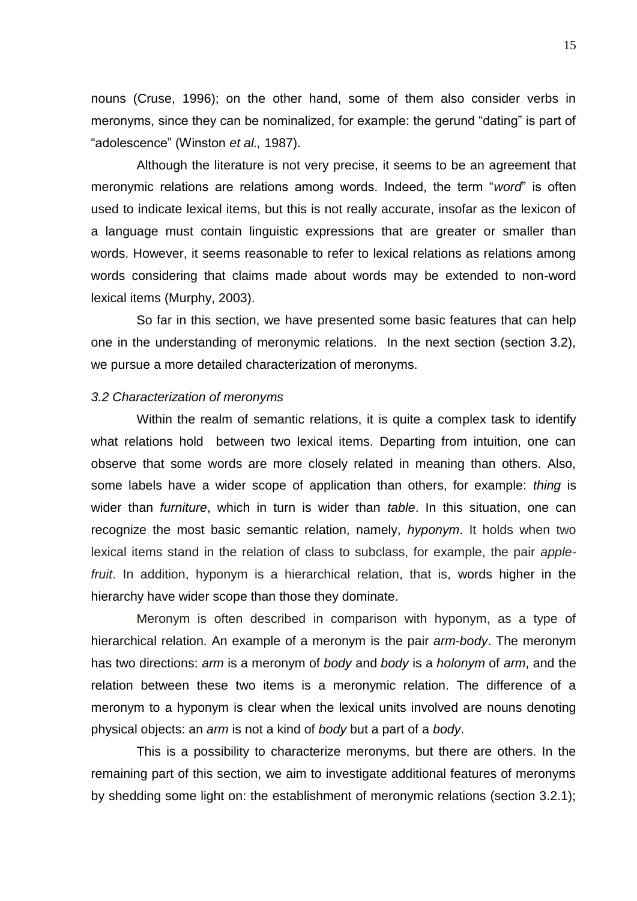nouns (Cruse, 1996); on the other hand, some of them also consider verbs in meronyms, since they can be nominalized, for example: the gerund "dating" is part of "adolescence" (Winston *et al.,* 1987).

Although the literature is not very precise, it seems to be an agreement that meronymic relations are relations among words. Indeed, the term "*word*" is often used to indicate lexical items, but this is not really accurate, insofar as the lexicon of a language must contain linguistic expressions that are greater or smaller than words. However, it seems reasonable to refer to lexical relations as relations among words considering that claims made about words may be extended to non-word lexical items (Murphy, 2003).

So far in this section, we have presented some basic features that can help one in the understanding of meronymic relations. In the next section (section 3.2), we pursue a more detailed characterization of meronyms.

### *3.2 Characterization of meronyms*

Within the realm of semantic relations, it is quite a complex task to identify what relations hold between two lexical items. Departing from intuition, one can observe that some words are more closely related in meaning than others. Also, some labels have a wider scope of application than others, for example: *thing* is wider than *furniture*, which in turn is wider than *table*. In this situation, one can recognize the most basic semantic relation, namely, *hyponym*. It holds when two lexical items stand in the relation of class to subclass, for example, the pair *apple-fruit*. In addition, hyponym is a hierarchical relation, that is, words higher in the hierarchy have wider scope than those they dominate.

Meronym is often described in comparison with hyponym, as a type of hierarchical relation. An example of a meronym is the pair *arm-body*. The meronym has two directions: *arm* is a meronym of *body* and *body* is a *holonym* of *arm*, and the relation between these two items is a meronymic relation. The difference of a meronym to a hyponym is clear when the lexical units involved are nouns denoting physical objects: an *arm* is not a kind of *body* but a part of a *body*.

This is a possibility to characterize meronyms, but there are others. In the remaining part of this section, we aim to investigate additional features of meronyms by shedding some light on: the establishment of meronymic relations (section 3.2.1);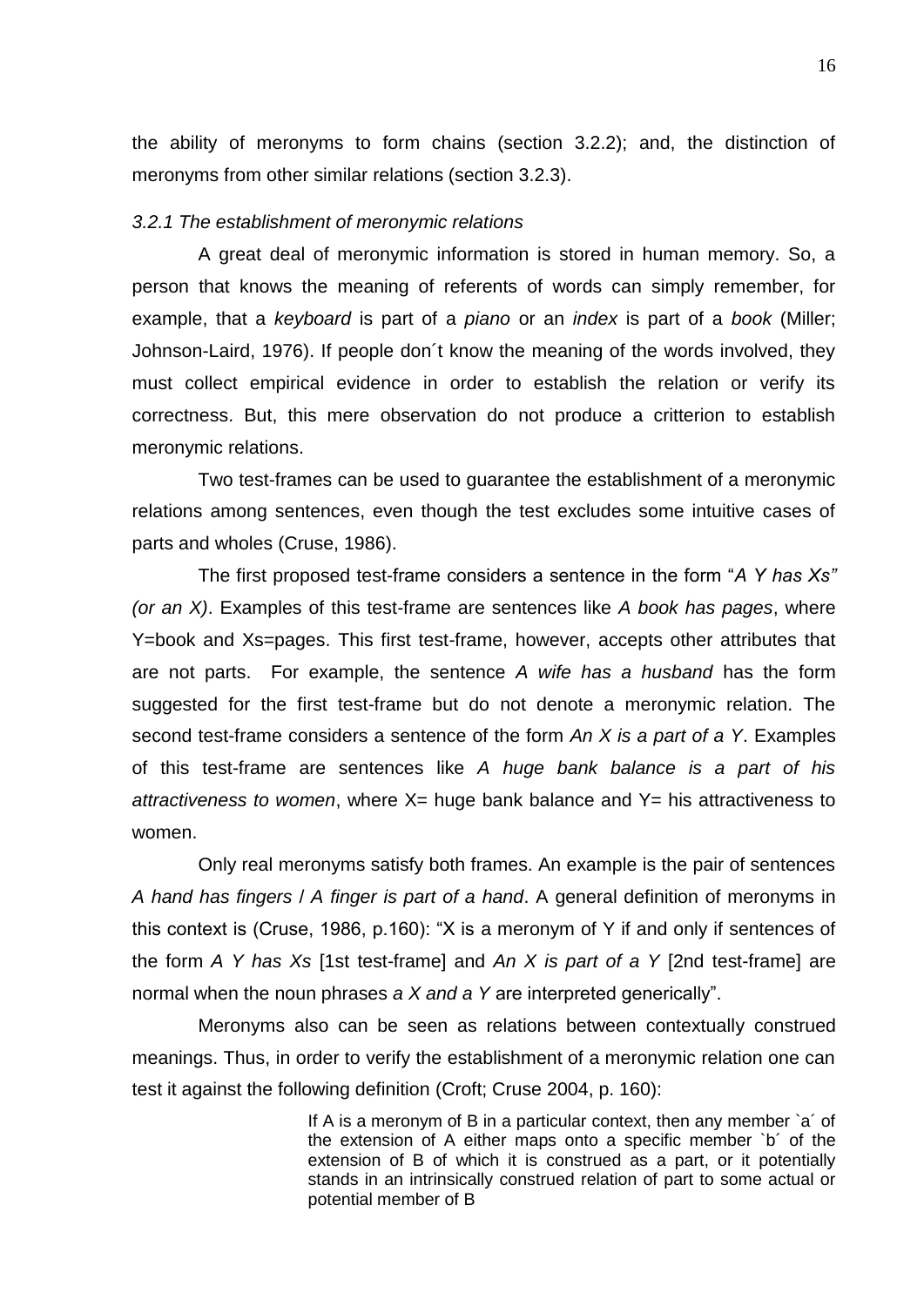the ability of meronyms to form chains (section 3.2.2); and, the distinction of meronyms from other similar relations (section 3.2.3).

### *3.2.1 The establishment of meronymic relations*

A great deal of meronymic information is stored in human memory. So, a person that knows the meaning of referents of words can simply remember, for example, that a *keyboard* is part of a *piano* or an *index* is part of a *book* (Miller; Johnson-Laird, 1976). If people don´t know the meaning of the words involved, they must collect empirical evidence in order to establish the relation or verify its correctness. But, this mere observation do not produce a critterion to establish meronymic relations.

Two test-frames can be used to guarantee the establishment of a meronymic relations among sentences, even though the test excludes some intuitive cases of parts and wholes (Cruse, 1986).

The first proposed test-frame considers a sentence in the form "*A Y has Xs" (or an X)*. Examples of this test-frame are sentences like *A book has pages*, where Y=book and Xs=pages. This first test-frame, however, accepts other attributes that are not parts. For example, the sentence *A wife has a husband* has the form suggested for the first test-frame but do not denote a meronymic relation. The second test-frame considers a sentence of the form *An X is a part of a Y*. Examples of this test-frame are sentences like *A huge bank balance is a part of his attractiveness to women*, where X= huge bank balance and Y= his attractiveness to women.

Only real meronyms satisfy both frames. An example is the pair of sentences *A hand has fingers* / *A finger is part of a hand*. A general definition of meronyms in this context is (Cruse, 1986, p.160): "X is a meronym of Y if and only if sentences of the form *A Y has Xs* [1st test-frame] and *An X is part of a Y* [2nd test-frame] are normal when the noun phrases *a X and a Y* are interpreted generically".

Meronyms also can be seen as relations between contextually construed meanings. Thus, in order to verify the establishment of a meronymic relation one can test it against the following definition (Croft; Cruse 2004, p. 160):

> If A is a meronym of B in a particular context, then any member `a´ of the extension of A either maps onto a specific member `b´ of the extension of B of which it is construed as a part, or it potentially stands in an intrinsically construed relation of part to some actual or potential member of B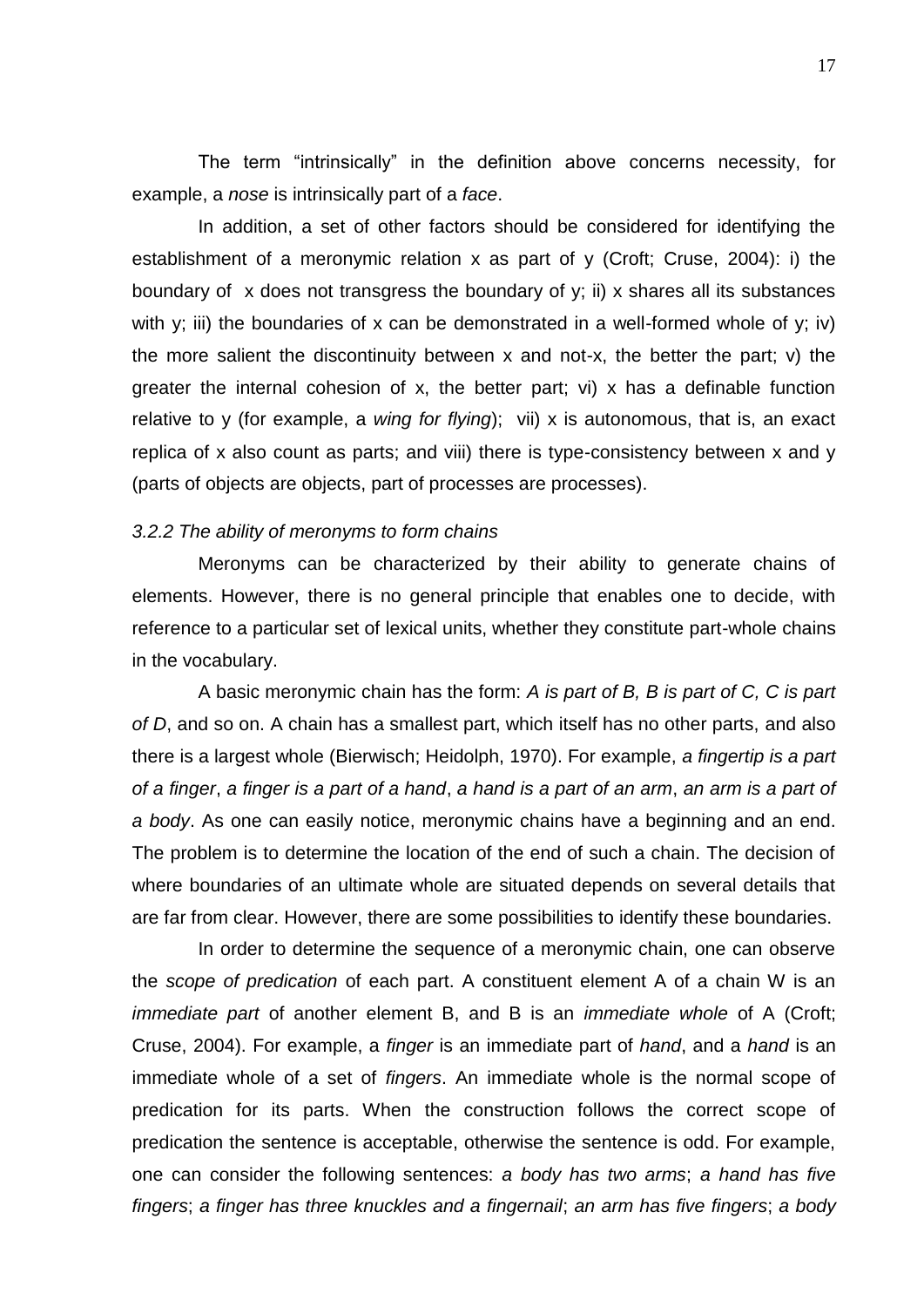The term "intrinsically" in the definition above concerns necessity, for example, a *nose* is intrinsically part of a *face*.

In addition, a set of other factors should be considered for identifying the establishment of a meronymic relation x as part of y (Croft; Cruse, 2004): i) the boundary of x does not transgress the boundary of y; ii) x shares all its substances with y; iii) the boundaries of x can be demonstrated in a well-formed whole of y; iv) the more salient the discontinuity between x and not-x, the better the part; v) the greater the internal cohesion of x, the better part; vi) x has a definable function relative to y (for example, a *wing for flying*); vii) x is autonomous, that is, an exact replica of x also count as parts; and viii) there is type-consistency between x and y (parts of objects are objects, part of processes are processes).

### *3.2.2 The ability of meronyms to form chains*

Meronyms can be characterized by their ability to generate chains of elements. However, there is no general principle that enables one to decide, with reference to a particular set of lexical units, whether they constitute part-whole chains in the vocabulary.

A basic meronymic chain has the form: *A is part of B, B is part of C, C is part of D*, and so on. A chain has a smallest part, which itself has no other parts, and also there is a largest whole (Bierwisch; Heidolph, 1970). For example, *a fingertip is a part of a finger*, *a finger is a part of a hand*, *a hand is a part of an arm*, *an arm is a part of a body*. As one can easily notice, meronymic chains have a beginning and an end. The problem is to determine the location of the end of such a chain. The decision of where boundaries of an ultimate whole are situated depends on several details that are far from clear. However, there are some possibilities to identify these boundaries.

In order to determine the sequence of a meronymic chain, one can observe the *scope of predication* of each part. A constituent element A of a chain W is an *immediate part* of another element B, and B is an *immediate whole* of A (Croft; Cruse, 2004). For example, a *finger* is an immediate part of *hand*, and a *hand* is an immediate whole of a set of *fingers*. An immediate whole is the normal scope of predication for its parts. When the construction follows the correct scope of predication the sentence is acceptable, otherwise the sentence is odd. For example, one can consider the following sentences: *a body has two arms*; *a hand has five fingers*; *a finger has three knuckles and a fingernail*; *an arm has five fingers*; *a body*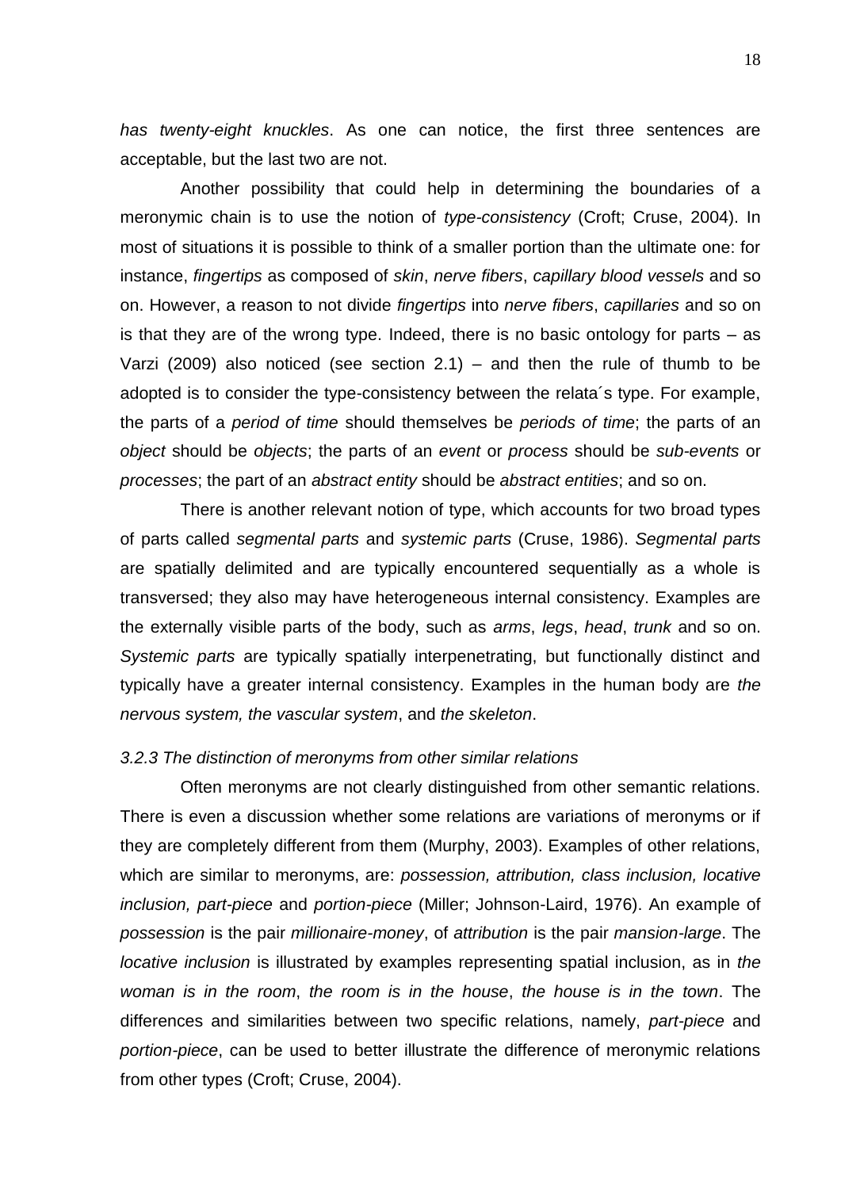*has twenty-eight knuckles*. As one can notice, the first three sentences are acceptable, but the last two are not.

Another possibility that could help in determining the boundaries of a meronymic chain is to use the notion of *type-consistency* (Croft; Cruse, 2004). In most of situations it is possible to think of a smaller portion than the ultimate one: for instance, *fingertips* as composed of *skin*, *nerve fibers*, *capillary blood vessels* and so on. However, a reason to not divide *fingertips* into *nerve fibers*, *capillaries* and so on is that they are of the wrong type. Indeed, there is no basic ontology for parts – as Varzi (2009) also noticed (see section 2.1) – and then the rule of thumb to be adopted is to consider the type-consistency between the relata´s type. For example, the parts of a *period of time* should themselves be *periods of time*; the parts of an *object* should be *objects*; the parts of an *event* or *process* should be *sub-events* or *processes*; the part of an *abstract entity* should be *abstract entities*; and so on.

There is another relevant notion of type, which accounts for two broad types of parts called *segmental parts* and *systemic parts* (Cruse, 1986). *Segmental parts* are spatially delimited and are typically encountered sequentially as a whole is transversed; they also may have heterogeneous internal consistency. Examples are the externally visible parts of the body, such as *arms*, *legs*, *head*, *trunk* and so on. *Systemic parts* are typically spatially interpenetrating, but functionally distinct and typically have a greater internal consistency. Examples in the human body are *the nervous system, the vascular system*, and *the skeleton*.

### *3.2.3 The distinction of meronyms from other similar relations*

Often meronyms are not clearly distinguished from other semantic relations. There is even a discussion whether some relations are variations of meronyms or if they are completely different from them (Murphy, 2003). Examples of other relations, which are similar to meronyms, are: *possession, attribution, class inclusion, locative inclusion, part-piece* and *portion-piece* (Miller; Johnson-Laird, 1976). An example of *possession* is the pair *millionaire-money*, of *attribution* is the pair *mansion-large*. The *locative inclusion* is illustrated by examples representing spatial inclusion, as in *the woman is in the room*, *the room is in the house*, *the house is in the town*. The differences and similarities between two specific relations, namely, *part-piece* and *portion-piece*, can be used to better illustrate the difference of meronymic relations from other types (Croft; Cruse, 2004).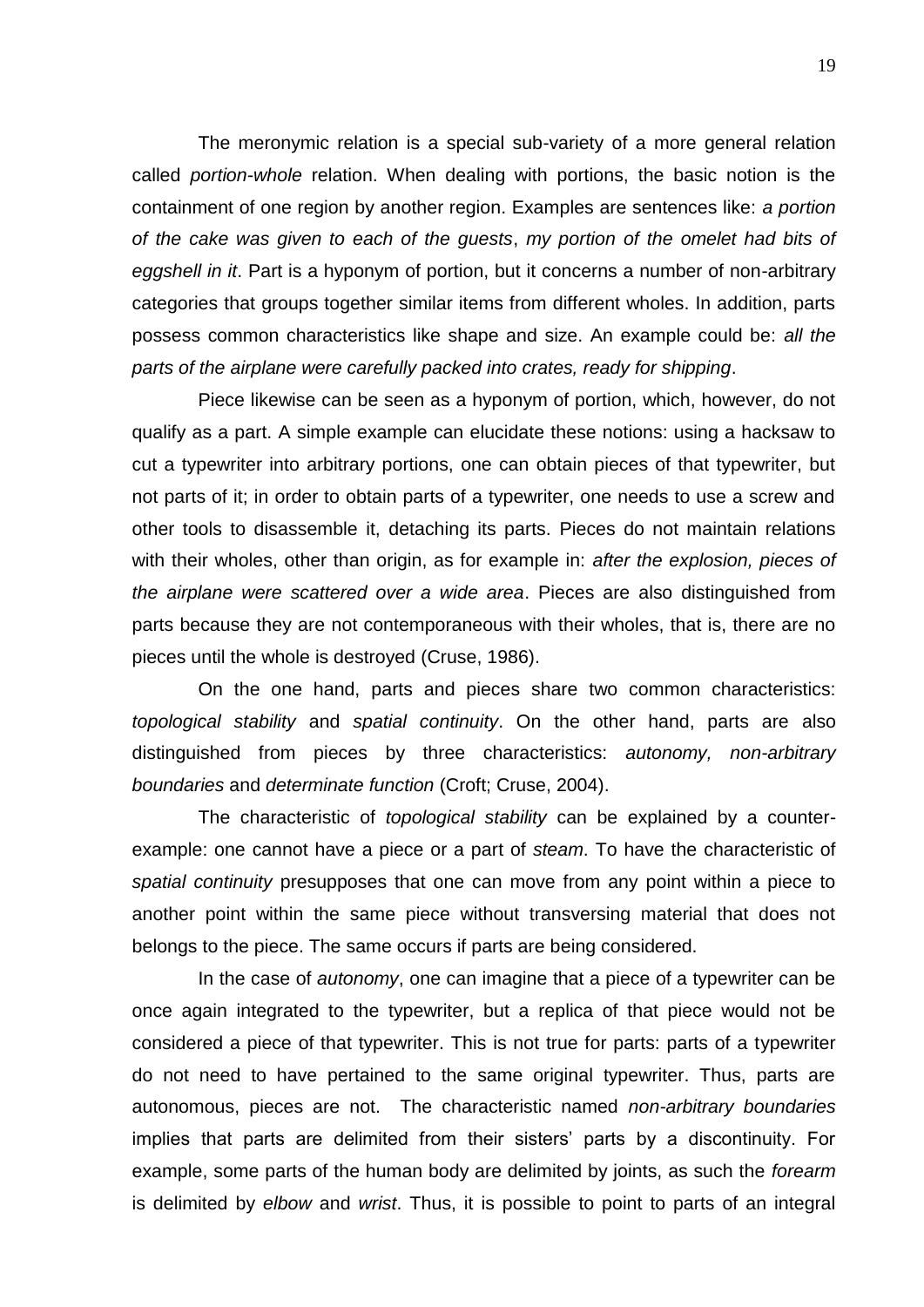The meronymic relation is a special sub-variety of a more general relation called *portion-whole* relation. When dealing with portions, the basic notion is the containment of one region by another region. Examples are sentences like: *a portion of the cake was given to each of the guests*, *my portion of the omelet had bits of eggshell in it*. Part is a hyponym of portion, but it concerns a number of non-arbitrary categories that groups together similar items from different wholes. In addition, parts possess common characteristics like shape and size. An example could be: *all the parts of the airplane were carefully packed into crates, ready for shipping*.

Piece likewise can be seen as a hyponym of portion, which, however, do not qualify as a part. A simple example can elucidate these notions: using a hacksaw to cut a typewriter into arbitrary portions, one can obtain pieces of that typewriter, but not parts of it; in order to obtain parts of a typewriter, one needs to use a screw and other tools to disassemble it, detaching its parts. Pieces do not maintain relations with their wholes, other than origin, as for example in: *after the explosion, pieces of the airplane were scattered over a wide area*. Pieces are also distinguished from parts because they are not contemporaneous with their wholes, that is, there are no pieces until the whole is destroyed (Cruse, 1986).

On the one hand, parts and pieces share two common characteristics: *topological stability* and *spatial continuity*. On the other hand, parts are also distinguished from pieces by three characteristics: *autonomy, non-arbitrary boundaries* and *determinate function* (Croft; Cruse, 2004).

The characteristic of *topological stability* can be explained by a counter-example: one cannot have a piece or a part of *steam*. To have the characteristic of *spatial continuity* presupposes that one can move from any point within a piece to another point within the same piece without transversing material that does not belongs to the piece. The same occurs if parts are being considered.

In the case of *autonomy*, one can imagine that a piece of a typewriter can be once again integrated to the typewriter, but a replica of that piece would not be considered a piece of that typewriter. This is not true for parts: parts of a typewriter do not need to have pertained to the same original typewriter. Thus, parts are autonomous, pieces are not. The characteristic named *non-arbitrary boundaries* implies that parts are delimited from their sisters' parts by a discontinuity. For example, some parts of the human body are delimited by joints, as such the *forearm* is delimited by *elbow* and *wrist*. Thus, it is possible to point to parts of an integral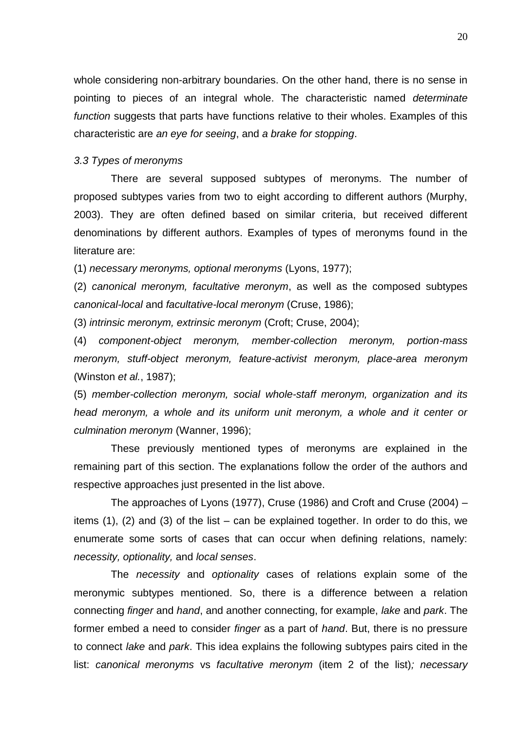whole considering non-arbitrary boundaries. On the other hand, there is no sense in pointing to pieces of an integral whole. The characteristic named *determinate function* suggests that parts have functions relative to their wholes. Examples of this characteristic are *an eye for seeing*, and *a brake for stopping*.

### *3.3 Types of meronyms*

There are several supposed subtypes of meronyms. The number of proposed subtypes varies from two to eight according to different authors (Murphy, 2003). They are often defined based on similar criteria, but received different denominations by different authors. Examples of types of meronyms found in the literature are:

(1) *necessary meronyms, optional meronyms* (Lyons, 1977);

(2) *canonical meronym, facultative meronym*, as well as the composed subtypes *canonical-local* and *facultative-local meronym* (Cruse, 1986);

(3) *intrinsic meronym, extrinsic meronym* (Croft; Cruse, 2004);

(4) *component-object meronym, member-collection meronym, portion-mass meronym, stuff-object meronym, feature-activist meronym, place-area meronym* (Winston *et al.*, 1987);

(5) *member-collection meronym, social whole-staff meronym, organization and its head meronym, a whole and its uniform unit meronym, a whole and it center or culmination meronym* (Wanner, 1996);

These previously mentioned types of meronyms are explained in the remaining part of this section. The explanations follow the order of the authors and respective approaches just presented in the list above.

The approaches of Lyons (1977), Cruse (1986) and Croft and Cruse (2004) – items (1), (2) and (3) of the list – can be explained together. In order to do this, we enumerate some sorts of cases that can occur when defining relations, namely: *necessity, optionality,* and *local senses*.

The *necessity* and *optionality* cases of relations explain some of the meronymic subtypes mentioned. So, there is a difference between a relation connecting *finger* and *hand*, and another connecting, for example, *lake* and *park*. The former embed a need to consider *finger* as a part of *hand*. But, there is no pressure to connect *lake* and *park*. This idea explains the following subtypes pairs cited in the list: *canonical meronyms* vs *facultative meronym* (item 2 of the list)*; necessary*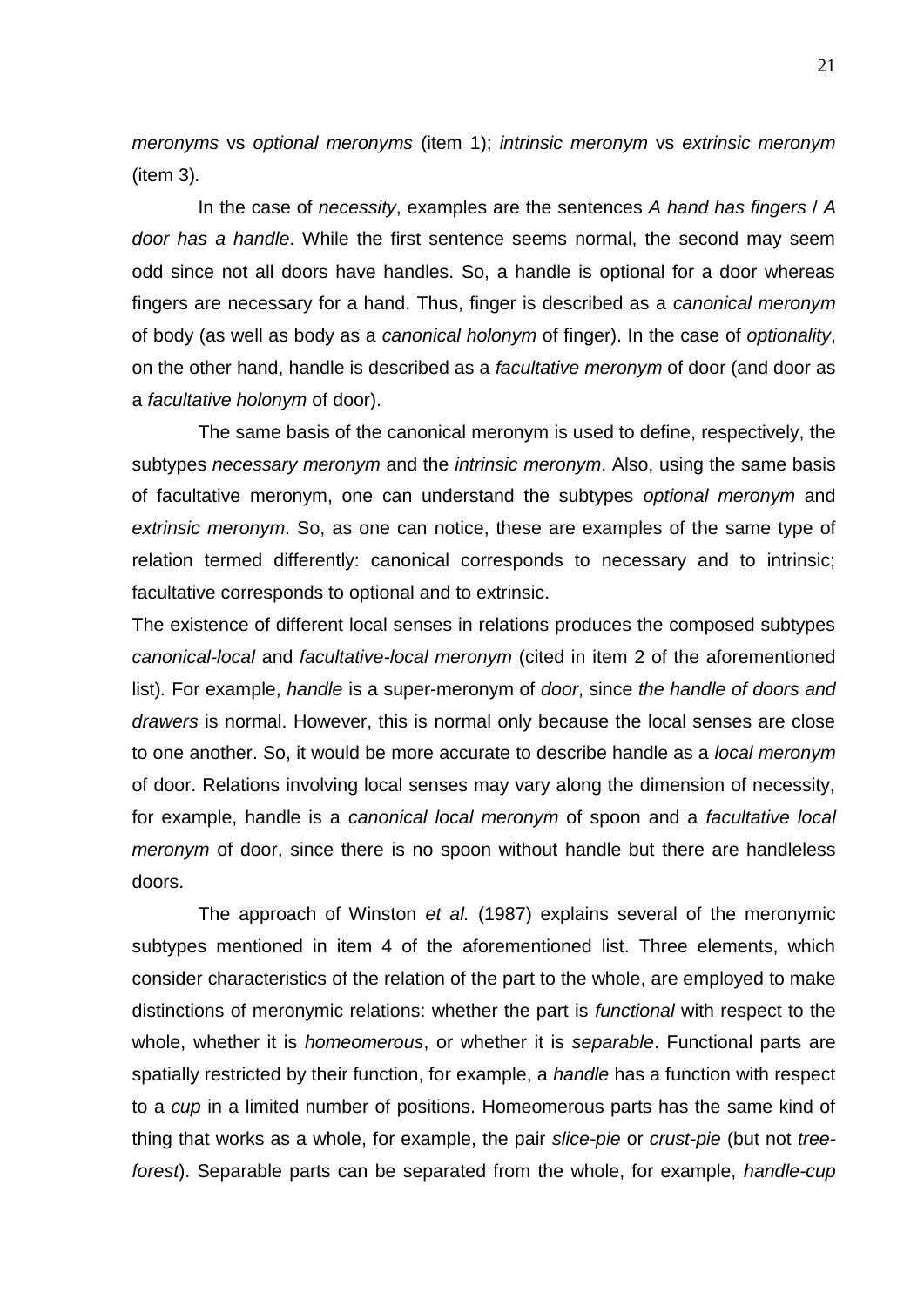*meronyms* vs *optional meronyms* (item 1); *intrinsic meronym* vs *extrinsic meronym* (item 3)*.*

In the case of *necessity*, examples are the sentences *A hand has fingers* / *A door has a handle*. While the first sentence seems normal, the second may seem odd since not all doors have handles. So, a handle is optional for a door whereas fingers are necessary for a hand. Thus, finger is described as a *canonical meronym* of body (as well as body as a *canonical holonym* of finger). In the case of *optionality*, on the other hand, handle is described as a *facultative meronym* of door (and door as a *facultative holonym* of door).

The same basis of the canonical meronym is used to define, respectively, the subtypes *necessary meronym* and the *intrinsic meronym*. Also, using the same basis of facultative meronym, one can understand the subtypes *optional meronym* and *extrinsic meronym*. So, as one can notice, these are examples of the same type of relation termed differently: canonical corresponds to necessary and to intrinsic; facultative corresponds to optional and to extrinsic.

The existence of different local senses in relations produces the composed subtypes *canonical-local* and *facultative-local meronym* (cited in item 2 of the aforementioned list)*.* For example, *handle* is a super-meronym of *door*, since *the handle of doors and drawers* is normal. However, this is normal only because the local senses are close to one another. So, it would be more accurate to describe handle as a *local meronym* of door. Relations involving local senses may vary along the dimension of necessity, for example, handle is a *canonical local meronym* of spoon and a *facultative local meronym* of door, since there is no spoon without handle but there are handleless doors.

The approach of Winston *et al.* (1987) explains several of the meronymic subtypes mentioned in item 4 of the aforementioned list. Three elements, which consider characteristics of the relation of the part to the whole, are employed to make distinctions of meronymic relations: whether the part is *functional* with respect to the whole, whether it is *homeomerous*, or whether it is *separable*. Functional parts are spatially restricted by their function, for example, a *handle* has a function with respect to a *cup* in a limited number of positions. Homeomerous parts has the same kind of thing that works as a whole, for example, the pair *slice-pie* or *crust-pie* (but not *tree-forest*). Separable parts can be separated from the whole, for example, *handle-cup*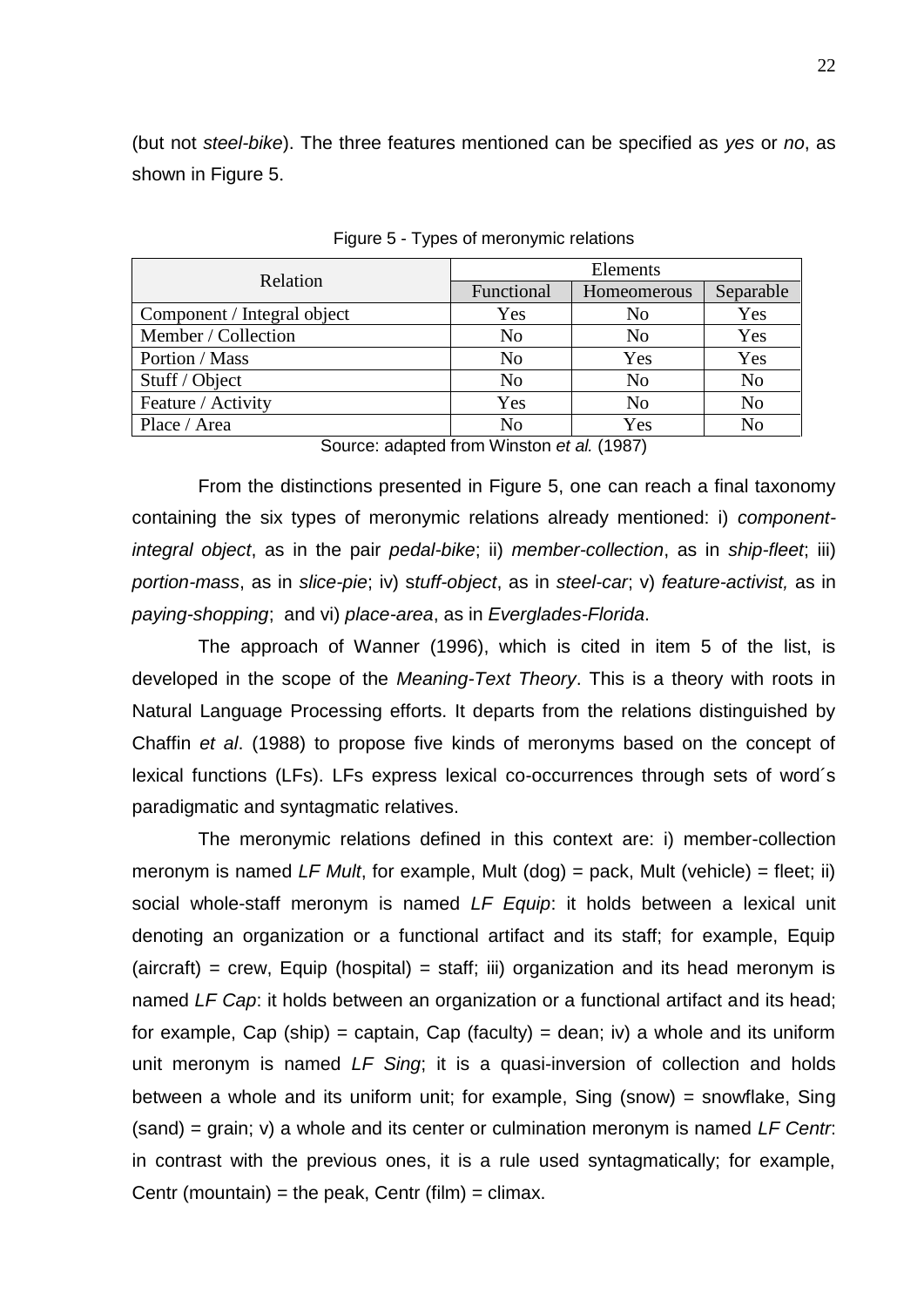(but not *steel-bike*). The three features mentioned can be specified as *yes* or *no*, as shown in Figure 5.

Figure 5 - Types of meronymic relations

| Relation | Elements | | |
|---|---|---|---|
| | Functional | Homeomerous | Separable |
| Component / Integral object | Yes | No | Yes |
| Member / Collection | No | No | Yes |
| Portion / Mass | No | Yes | Yes |
| Stuff / Object | No | No | No |
| Feature / Activity | Yes | No | No |
| Place / Area | No | Yes | No |

Source: adapted from Winston *et al.* (1987)

From the distinctions presented in Figure 5, one can reach a final taxonomy containing the six types of meronymic relations already mentioned: i) *component-integral object*, as in the pair *pedal-bike*; ii) *member-collection*, as in *ship-fleet*; iii) *portion-mass*, as in *slice-pie*; iv) *stuff-object*, as in *steel-car*; v) *feature-activist,* as in *paying-shopping*; and vi) *place-area*, as in *Everglades-Florida*.

The approach of Wanner (1996), which is cited in item 5 of the list, is developed in the scope of the *Meaning-Text Theory*. This is a theory with roots in Natural Language Processing efforts. It departs from the relations distinguished by Chaffin *et al*. (1988) to propose five kinds of meronyms based on the concept of lexical functions (LFs). LFs express lexical co-occurrences through sets of word´s paradigmatic and syntagmatic relatives.

The meronymic relations defined in this context are: i) member-collection meronym is named *LF Mult*, for example, Mult (dog) = pack, Mult (vehicle) = fleet; ii) social whole-staff meronym is named *LF Equip*: it holds between a lexical unit denoting an organization or a functional artifact and its staff; for example, Equip (aircraft) = crew, Equip (hospital) = staff; iii) organization and its head meronym is named *LF Cap*: it holds between an organization or a functional artifact and its head; for example, Cap (ship) = captain, Cap (faculty) = dean; iv) a whole and its uniform unit meronym is named *LF Sing*; it is a quasi-inversion of collection and holds between a whole and its uniform unit; for example, Sing (snow) = snowflake, Sing (sand) = grain; v) a whole and its center or culmination meronym is named *LF Centr*: in contrast with the previous ones, it is a rule used syntagmatically; for example, Centr (mountain) = the peak, Centr (film) = climax.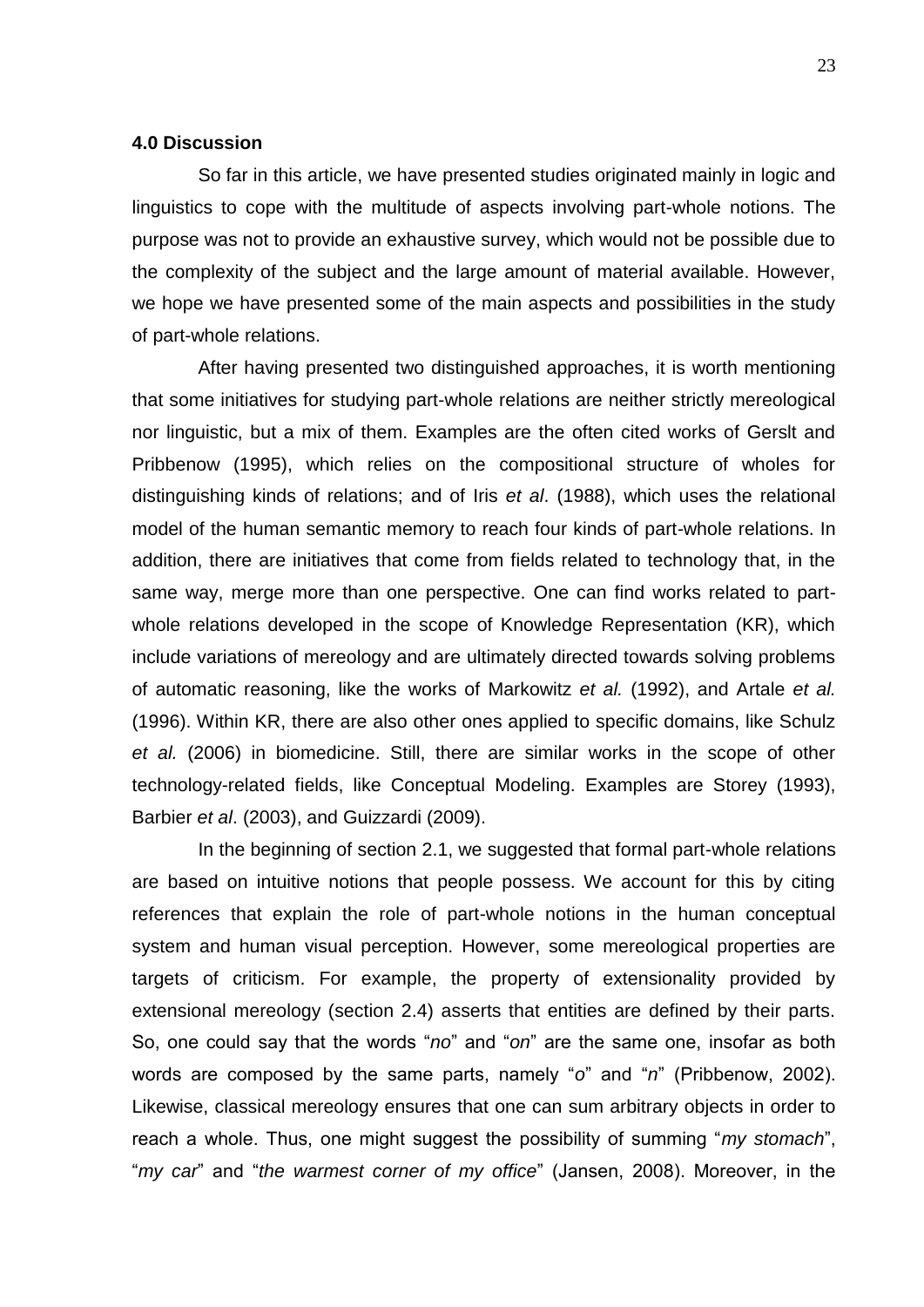### 4.0 Discussion

So far in this article, we have presented studies originated mainly in logic and linguistics to cope with the multitude of aspects involving part-whole notions. The purpose was not to provide an exhaustive survey, which would not be possible due to the complexity of the subject and the large amount of material available. However, we hope we have presented some of the main aspects and possibilities in the study of part-whole relations.

After having presented two distinguished approaches, it is worth mentioning that some initiatives for studying part-whole relations are neither strictly mereological nor linguistic, but a mix of them. Examples are the often cited works of Gerslt and Pribbenow (1995), which relies on the compositional structure of wholes for distinguishing kinds of relations; and of Iris *et al*. (1988), which uses the relational model of the human semantic memory to reach four kinds of part-whole relations. In addition, there are initiatives that come from fields related to technology that, in the same way, merge more than one perspective. One can find works related to part-whole relations developed in the scope of Knowledge Representation (KR), which include variations of mereology and are ultimately directed towards solving problems of automatic reasoning, like the works of Markowitz *et al.* (1992), and Artale *et al.* (1996). Within KR, there are also other ones applied to specific domains, like Schulz *et al.* (2006) in biomedicine. Still, there are similar works in the scope of other technology-related fields, like Conceptual Modeling. Examples are Storey (1993), Barbier *et al*. (2003), and Guizzardi (2009).

In the beginning of section 2.1, we suggested that formal part-whole relations are based on intuitive notions that people possess. We account for this by citing references that explain the role of part-whole notions in the human conceptual system and human visual perception. However, some mereological properties are targets of criticism. For example, the property of extensionality provided by extensional mereology (section 2.4) asserts that entities are defined by their parts. So, one could say that the words "*no*" and "*on*" are the same one, insofar as both words are composed by the same parts, namely "*o*" and "*n*" (Pribbenow, 2002). Likewise, classical mereology ensures that one can sum arbitrary objects in order to reach a whole. Thus, one might suggest the possibility of summing "*my stomach*", "*my car*" and "*the warmest corner of my office*" (Jansen, 2008). Moreover, in the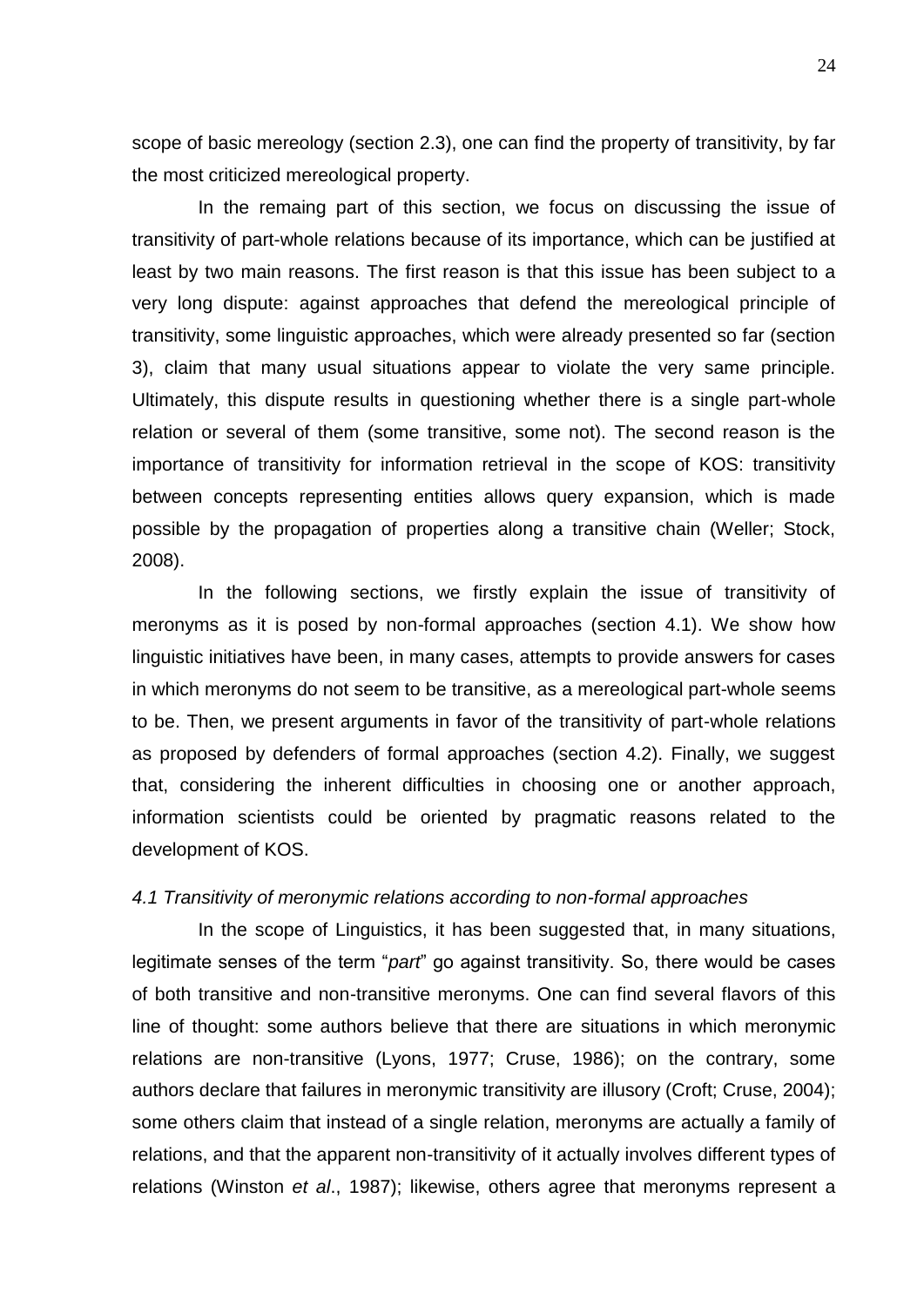scope of basic mereology (section 2.3), one can find the property of transitivity, by far the most criticized mereological property.

In the remaing part of this section, we focus on discussing the issue of transitivity of part-whole relations because of its importance, which can be justified at least by two main reasons. The first reason is that this issue has been subject to a very long dispute: against approaches that defend the mereological principle of transitivity, some linguistic approaches, which were already presented so far (section 3), claim that many usual situations appear to violate the very same principle. Ultimately, this dispute results in questioning whether there is a single part-whole relation or several of them (some transitive, some not). The second reason is the importance of transitivity for information retrieval in the scope of KOS: transitivity between concepts representing entities allows query expansion, which is made possible by the propagation of properties along a transitive chain (Weller; Stock, 2008).

In the following sections, we firstly explain the issue of transitivity of meronyms as it is posed by non-formal approaches (section 4.1). We show how linguistic initiatives have been, in many cases, attempts to provide answers for cases in which meronyms do not seem to be transitive, as a mereological part-whole seems to be. Then, we present arguments in favor of the transitivity of part-whole relations as proposed by defenders of formal approaches (section 4.2). Finally, we suggest that, considering the inherent difficulties in choosing one or another approach, information scientists could be oriented by pragmatic reasons related to the development of KOS.

### *4.1 Transitivity of meronymic relations according to non-formal approaches*

In the scope of Linguistics, it has been suggested that, in many situations, legitimate senses of the term "*part*" go against transitivity. So, there would be cases of both transitive and non-transitive meronyms. One can find several flavors of this line of thought: some authors believe that there are situations in which meronymic relations are non-transitive (Lyons, 1977; Cruse, 1986); on the contrary, some authors declare that failures in meronymic transitivity are illusory (Croft; Cruse, 2004); some others claim that instead of a single relation, meronyms are actually a family of relations, and that the apparent non-transitivity of it actually involves different types of relations (Winston *et al*., 1987); likewise, others agree that meronyms represent a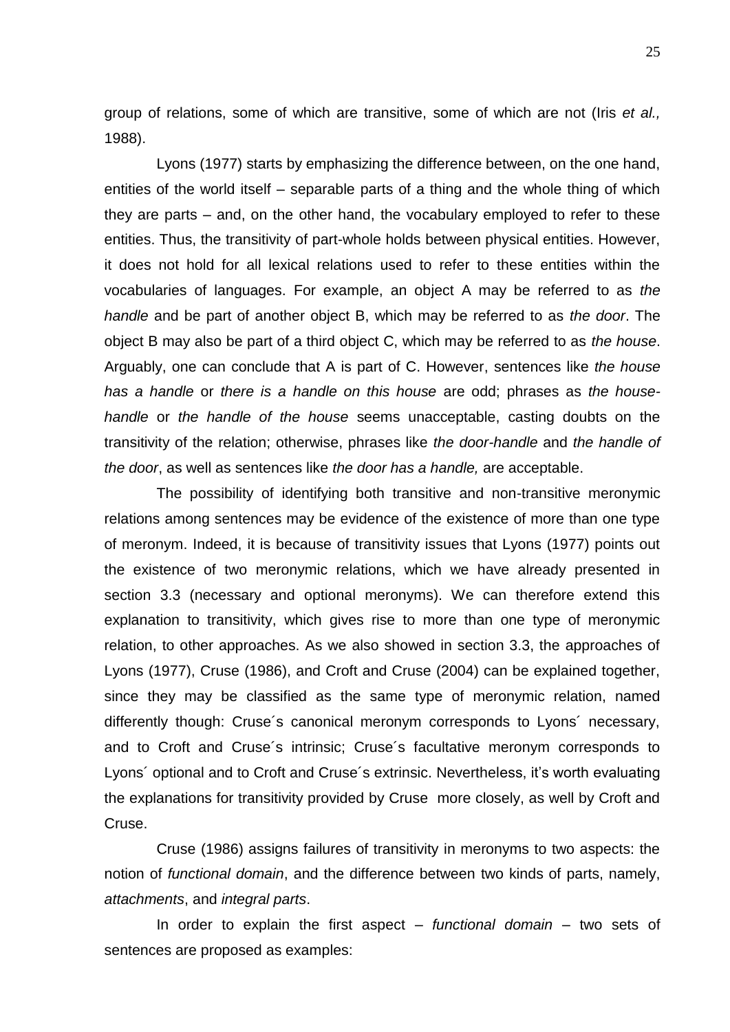group of relations, some of which are transitive, some of which are not (Iris *et al.,* 1988).

Lyons (1977) starts by emphasizing the difference between, on the one hand, entities of the world itself – separable parts of a thing and the whole thing of which they are parts – and, on the other hand, the vocabulary employed to refer to these entities. Thus, the transitivity of part-whole holds between physical entities. However, it does not hold for all lexical relations used to refer to these entities within the vocabularies of languages. For example, an object A may be referred to as *the handle* and be part of another object B, which may be referred to as *the door*. The object B may also be part of a third object C, which may be referred to as *the house*. Arguably, one can conclude that A is part of C. However, sentences like *the house has a handle* or *there is a handle on this house* are odd; phrases as *the house-handle* or *the handle of the house* seems unacceptable, casting doubts on the transitivity of the relation; otherwise, phrases like *the door-handle* and *the handle of the door*, as well as sentences like *the door has a handle,* are acceptable.

The possibility of identifying both transitive and non-transitive meronymic relations among sentences may be evidence of the existence of more than one type of meronym. Indeed, it is because of transitivity issues that Lyons (1977) points out the existence of two meronymic relations, which we have already presented in section 3.3 (necessary and optional meronyms). We can therefore extend this explanation to transitivity, which gives rise to more than one type of meronymic relation, to other approaches. As we also showed in section 3.3, the approaches of Lyons (1977), Cruse (1986), and Croft and Cruse (2004) can be explained together, since they may be classified as the same type of meronymic relation, named differently though: Cruse´s canonical meronym corresponds to Lyons´ necessary, and to Croft and Cruse´s intrinsic; Cruse´s facultative meronym corresponds to Lyons´ optional and to Croft and Cruse´s extrinsic. Nevertheless, it's worth evaluating the explanations for transitivity provided by Cruse more closely, as well by Croft and Cruse.

Cruse (1986) assigns failures of transitivity in meronyms to two aspects: the notion of *functional domain*, and the difference between two kinds of parts, namely, *attachments*, and *integral parts*.

In order to explain the first aspect – *functional domain* – two sets of sentences are proposed as examples: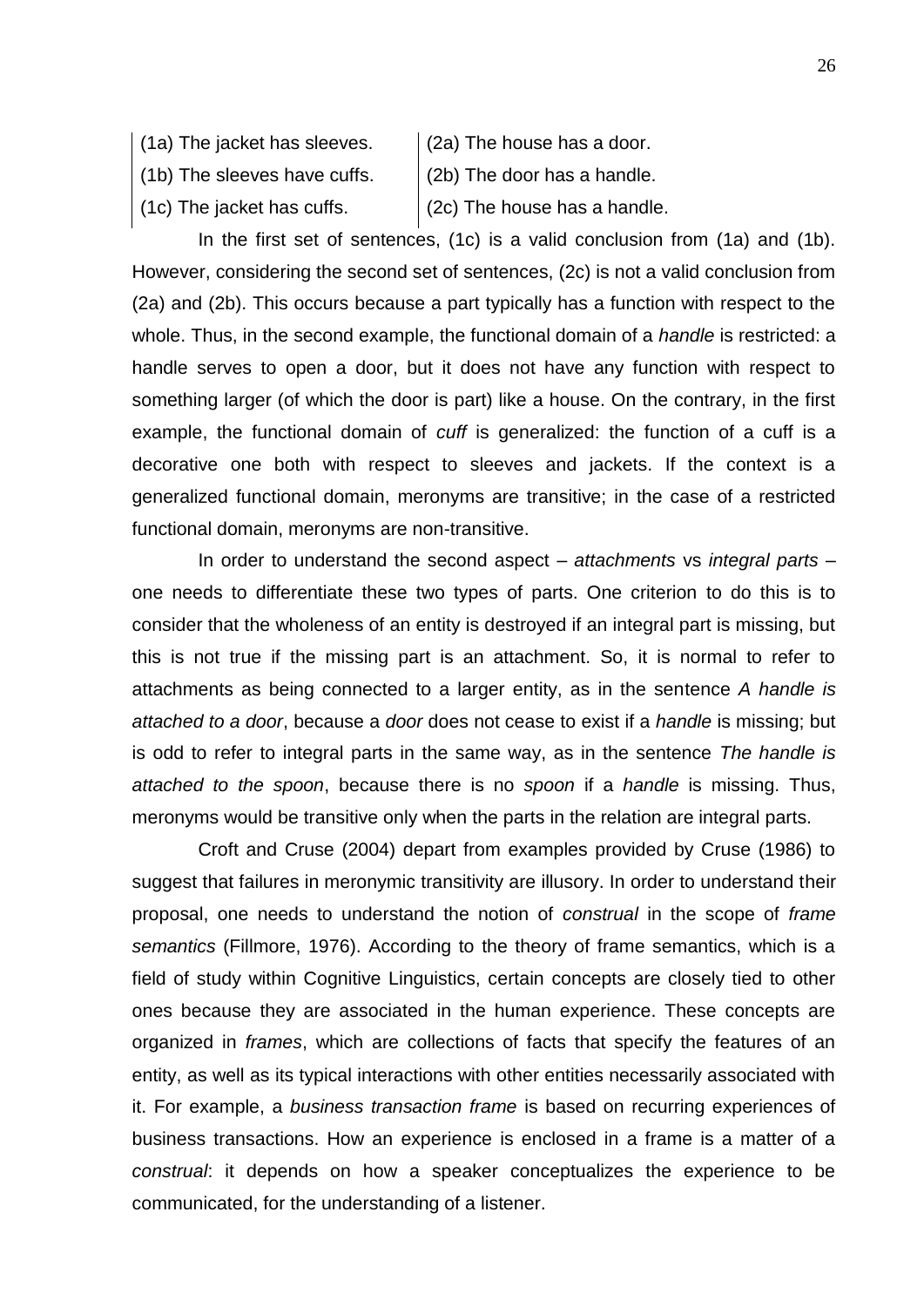| (1a) The jacket has sleeves. | (2a) The house has a door. |
| --- | --- |
| (1b) The sleeves have cuffs. | (2b) The door has a handle. |
| (1c) The jacket has cuffs. | (2c) The house has a handle. |

In the first set of sentences, (1c) is a valid conclusion from (1a) and (1b). However, considering the second set of sentences, (2c) is not a valid conclusion from (2a) and (2b). This occurs because a part typically has a function with respect to the whole. Thus, in the second example, the functional domain of a *handle* is restricted: a handle serves to open a door, but it does not have any function with respect to something larger (of which the door is part) like a house. On the contrary, in the first example, the functional domain of *cuff* is generalized: the function of a cuff is a decorative one both with respect to sleeves and jackets. If the context is a generalized functional domain, meronyms are transitive; in the case of a restricted functional domain, meronyms are non-transitive.

In order to understand the second aspect – *attachments* vs *integral parts* – one needs to differentiate these two types of parts. One criterion to do this is to consider that the wholeness of an entity is destroyed if an integral part is missing, but this is not true if the missing part is an attachment. So, it is normal to refer to attachments as being connected to a larger entity, as in the sentence *A handle is attached to a door*, because a *door* does not cease to exist if a *handle* is missing; but is odd to refer to integral parts in the same way, as in the sentence *The handle is attached to the spoon*, because there is no *spoon* if a *handle* is missing. Thus, meronyms would be transitive only when the parts in the relation are integral parts.

Croft and Cruse (2004) depart from examples provided by Cruse (1986) to suggest that failures in meronymic transitivity are illusory. In order to understand their proposal, one needs to understand the notion of *construal* in the scope of *frame semantics* (Fillmore, 1976). According to the theory of frame semantics, which is a field of study within Cognitive Linguistics, certain concepts are closely tied to other ones because they are associated in the human experience. These concepts are organized in *frames*, which are collections of facts that specify the features of an entity, as well as its typical interactions with other entities necessarily associated with it. For example, a *business transaction frame* is based on recurring experiences of business transactions. How an experience is enclosed in a frame is a matter of a *construal*: it depends on how a speaker conceptualizes the experience to be communicated, for the understanding of a listener.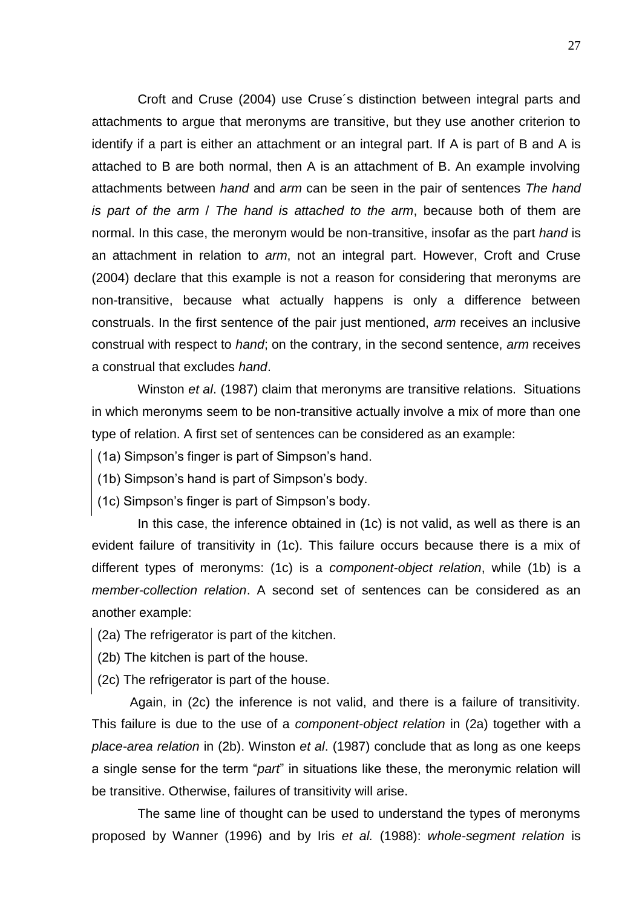Croft and Cruse (2004) use Cruse´s distinction between integral parts and attachments to argue that meronyms are transitive, but they use another criterion to identify if a part is either an attachment or an integral part. If A is part of B and A is attached to B are both normal, then A is an attachment of B. An example involving attachments between *hand* and *arm* can be seen in the pair of sentences *The hand is part of the arm* / *The hand is attached to the arm*, because both of them are normal. In this case, the meronym would be non-transitive, insofar as the part *hand* is an attachment in relation to *arm*, not an integral part. However, Croft and Cruse (2004) declare that this example is not a reason for considering that meronyms are non-transitive, because what actually happens is only a difference between construals. In the first sentence of the pair just mentioned, *arm* receives an inclusive construal with respect to *hand*; on the contrary, in the second sentence, *arm* receives a construal that excludes *hand*.

Winston *et al*. (1987) claim that meronyms are transitive relations. Situations in which meronyms seem to be non-transitive actually involve a mix of more than one type of relation. A first set of sentences can be considered as an example:

(1a) Simpson's finger is part of Simpson's hand.

(1b) Simpson's hand is part of Simpson's body.

(1c) Simpson's finger is part of Simpson's body.

In this case, the inference obtained in (1c) is not valid, as well as there is an evident failure of transitivity in (1c). This failure occurs because there is a mix of different types of meronyms: (1c) is a *component-object relation*, while (1b) is a *member-collection relation*. A second set of sentences can be considered as an another example:

(2a) The refrigerator is part of the kitchen.

(2b) The kitchen is part of the house.

(2c) The refrigerator is part of the house.

Again, in (2c) the inference is not valid, and there is a failure of transitivity. This failure is due to the use of a *component-object relation* in (2a) together with a *place-area relation* in (2b). Winston *et al*. (1987) conclude that as long as one keeps a single sense for the term "*part*" in situations like these, the meronymic relation will be transitive. Otherwise, failures of transitivity will arise.

The same line of thought can be used to understand the types of meronyms proposed by Wanner (1996) and by Iris *et al.* (1988): *whole-segment relation* is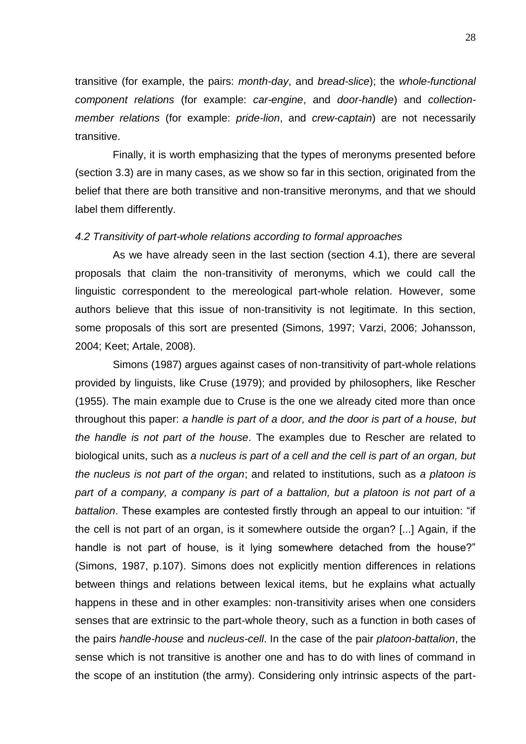transitive (for example, the pairs: *month-day*, and *bread-slice*); the *whole-functional component relations* (for example: *car-engine*, and *door-handle*) and *collection-member relations* (for example: *pride-lion*, and *crew-captain*) are not necessarily transitive.

Finally, it is worth emphasizing that the types of meronyms presented before (section 3.3) are in many cases, as we show so far in this section, originated from the belief that there are both transitive and non-transitive meronyms, and that we should label them differently.

*4.2 Transitivity of part-whole relations according to formal approaches*

As we have already seen in the last section (section 4.1), there are several proposals that claim the non-transitivity of meronyms, which we could call the linguistic correspondent to the mereological part-whole relation. However, some authors believe that this issue of non-transitivity is not legitimate. In this section, some proposals of this sort are presented (Simons, 1997; Varzi, 2006; Johansson, 2004; Keet; Artale, 2008).

Simons (1987) argues against cases of non-transitivity of part-whole relations provided by linguists, like Cruse (1979); and provided by philosophers, like Rescher (1955). The main example due to Cruse is the one we already cited more than once throughout this paper: *a handle is part of a door, and the door is part of a house, but the handle is not part of the house*. The examples due to Rescher are related to biological units, such as *a nucleus is part of a cell and the cell is part of an organ, but the nucleus is not part of the organ*; and related to institutions, such as *a platoon is part of a company, a company is part of a battalion, but a platoon is not part of a battalion*. These examples are contested firstly through an appeal to our intuition: "if the cell is not part of an organ, is it somewhere outside the organ? [...] Again, if the handle is not part of house, is it lying somewhere detached from the house?" (Simons, 1987, p.107). Simons does not explicitly mention differences in relations between things and relations between lexical items, but he explains what actually happens in these and in other examples: non-transitivity arises when one considers senses that are extrinsic to the part-whole theory, such as a function in both cases of the pairs *handle-house* and *nucleus-cell*. In the case of the pair *platoon-battalion*, the sense which is not transitive is another one and has to do with lines of command in the scope of an institution (the army). Considering only intrinsic aspects of the part-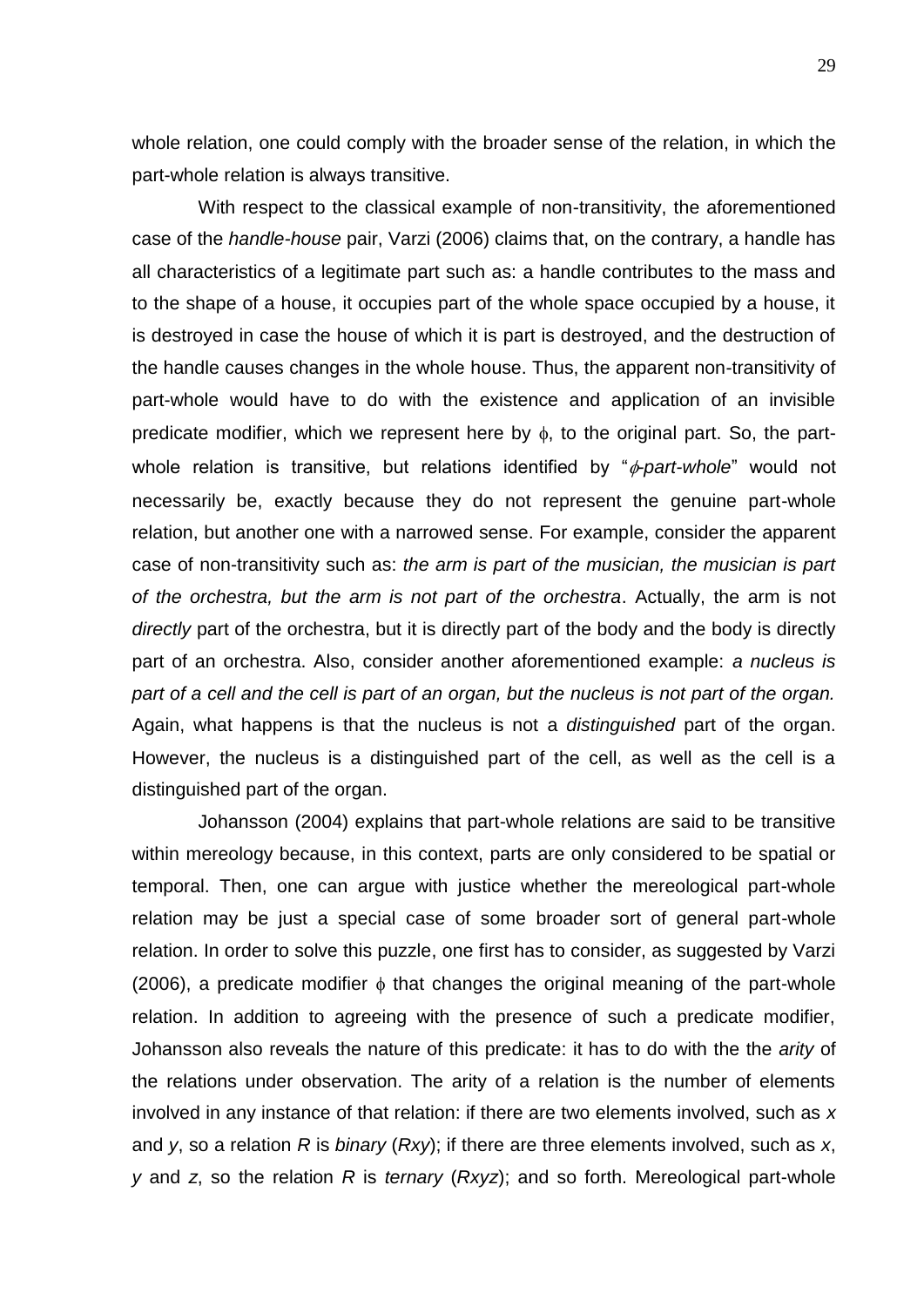whole relation, one could comply with the broader sense of the relation, in which the part-whole relation is always transitive.

With respect to the classical example of non-transitivity, the aforementioned case of the *handle-house* pair, Varzi (2006) claims that, on the contrary, a handle has all characteristics of a legitimate part such as: a handle contributes to the mass and to the shape of a house, it occupies part of the whole space occupied by a house, it is destroyed in case the house of which it is part is destroyed, and the destruction of the handle causes changes in the whole house. Thus, the apparent non-transitivity of part-whole would have to do with the existence and application of an invisible predicate modifier, which we represent here by $\phi$, to the original part. So, the part-whole relation is transitive, but relations identified by "$\phi$*-part-whole*" would not necessarily be, exactly because they do not represent the genuine part-whole relation, but another one with a narrowed sense. For example, consider the apparent case of non-transitivity such as: *the arm is part of the musician, the musician is part of the orchestra, but the arm is not part of the orchestra*. Actually, the arm is not *directly* part of the orchestra, but it is directly part of the body and the body is directly part of an orchestra. Also, consider another aforementioned example: *a nucleus is part of a cell and the cell is part of an organ, but the nucleus is not part of the organ.* Again, what happens is that the nucleus is not a *distinguished* part of the organ. However, the nucleus is a distinguished part of the cell, as well as the cell is a distinguished part of the organ.

Johansson (2004) explains that part-whole relations are said to be transitive within mereology because, in this context, parts are only considered to be spatial or temporal. Then, one can argue with justice whether the mereological part-whole relation may be just a special case of some broader sort of general part-whole relation. In order to solve this puzzle, one first has to consider, as suggested by Varzi (2006), a predicate modifier $\phi$ that changes the original meaning of the part-whole relation. In addition to agreeing with the presence of such a predicate modifier, Johansson also reveals the nature of this predicate: it has to do with the the *arity* of the relations under observation. The arity of a relation is the number of elements involved in any instance of that relation: if there are two elements involved, such as $x$ and $y$, so a relation $R$ is *binary* ($Rxy$); if there are three elements involved, such as $x$, $y$ and $z$, so the relation $R$ is *ternary* ($Rxyz$); and so forth. Mereological part-whole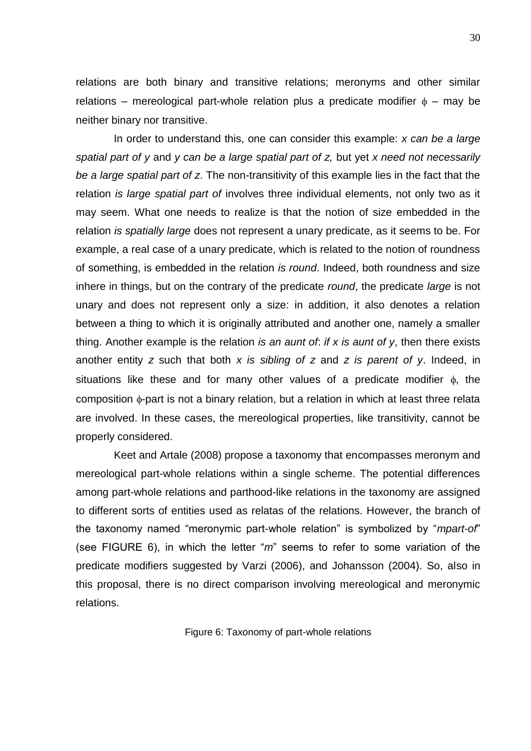relations are both binary and transitive relations; meronyms and other similar relations – mereological part-whole relation plus a predicate modifier $\phi$ – may be neither binary nor transitive.

In order to understand this, one can consider this example: *x can be a large spatial part of y* and *y can be a large spatial part of z,* but yet *x need not necessarily be a large spatial part of z*. The non-transitivity of this example lies in the fact that the relation *is large spatial part of* involves three individual elements, not only two as it may seem. What one needs to realize is that the notion of size embedded in the relation *is spatially large* does not represent a unary predicate, as it seems to be. For example, a real case of a unary predicate, which is related to the notion of roundness of something, is embedded in the relation *is round*. Indeed, both roundness and size inhere in things, but on the contrary of the predicate *round*, the predicate *large* is not unary and does not represent only a size: in addition, it also denotes a relation between a thing to which it is originally attributed and another one, namely a smaller thing. Another example is the relation *is an aunt of*: *if x is aunt of y*, then there exists another entity *z* such that both *x is sibling of z* and *z is parent of y*. Indeed, in situations like these and for many other values of a predicate modifier $\phi$, the composition $\phi$-part is not a binary relation, but a relation in which at least three relata are involved. In these cases, the mereological properties, like transitivity, cannot be properly considered.

Keet and Artale (2008) propose a taxonomy that encompasses meronym and mereological part-whole relations within a single scheme. The potential differences among part-whole relations and parthood-like relations in the taxonomy are assigned to different sorts of entities used as relatas of the relations. However, the branch of the taxonomy named "meronymic part-whole relation" is symbolized by "*mpart-of*" (see FIGURE 6), in which the letter "*m*" seems to refer to some variation of the predicate modifiers suggested by Varzi (2006), and Johansson (2004). So, also in this proposal, there is no direct comparison involving mereological and meronymic relations.

Figure 6: Taxonomy of part-whole relations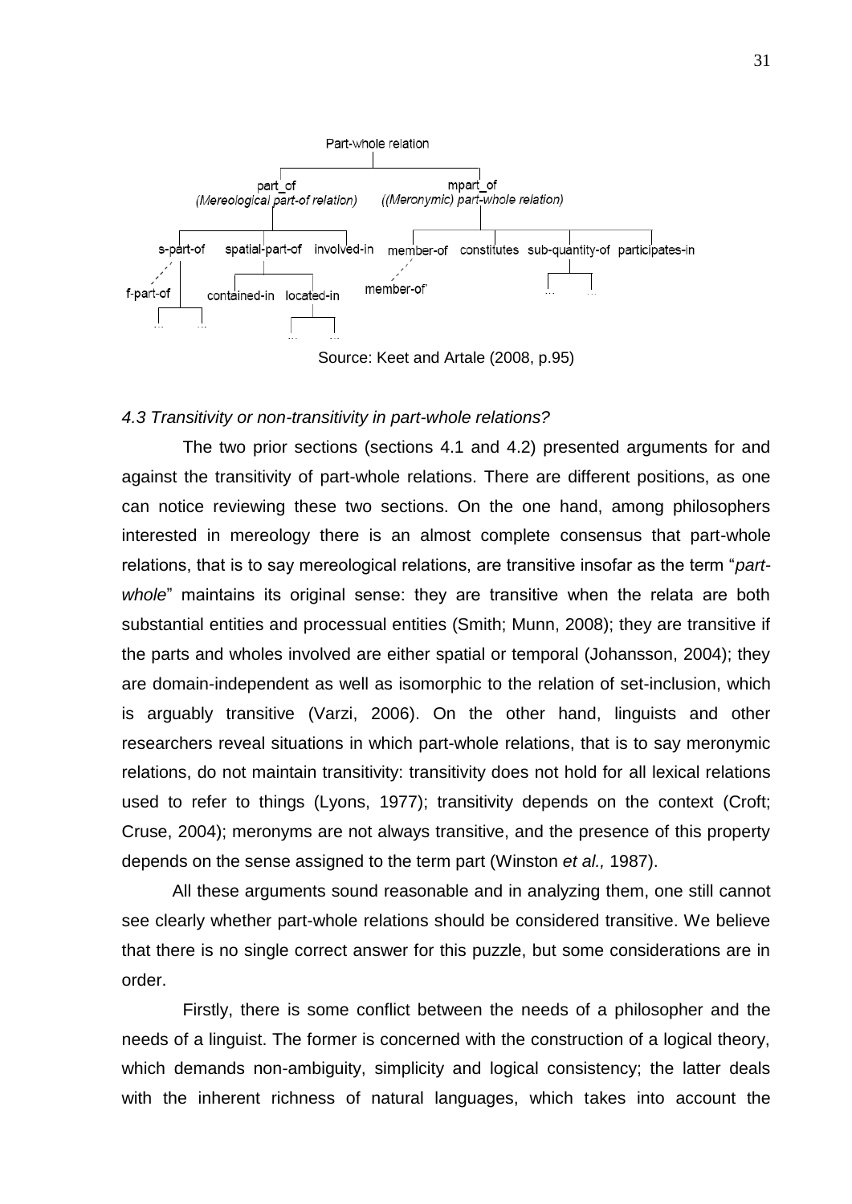- Part-whole relation
  - part_of (*Mereological part-of relation*)
    - s-part-of
      - f-part-of
        - ...
        - ...
    - spatial-part-of
      - contained-in
      - located-in
        - ...
        - ...
    - involved-in
  - mpart_of (*(Meronymic) part-whole relation*)
    - member-of
      - member-of'
    - constitutes
    - sub-quantity-of
      - ...
      - ...
    - participates-in

Source: Keet and Artale (2008, p.95)

### *4.3 Transitivity or non-transitivity in part-whole relations?*

The two prior sections (sections 4.1 and 4.2) presented arguments for and against the transitivity of part-whole relations. There are different positions, as one can notice reviewing these two sections. On the one hand, among philosophers interested in mereology there is an almost complete consensus that part-whole relations, that is to say mereological relations, are transitive insofar as the term "*part-whole*" maintains its original sense: they are transitive when the relata are both substantial entities and processual entities (Smith; Munn, 2008); they are transitive if the parts and wholes involved are either spatial or temporal (Johansson, 2004); they are domain-independent as well as isomorphic to the relation of set-inclusion, which is arguably transitive (Varzi, 2006). On the other hand, linguists and other researchers reveal situations in which part-whole relations, that is to say meronymic relations, do not maintain transitivity: transitivity does not hold for all lexical relations used to refer to things (Lyons, 1977); transitivity depends on the context (Croft; Cruse, 2004); meronyms are not always transitive, and the presence of this property depends on the sense assigned to the term part (Winston *et al.,* 1987).

All these arguments sound reasonable and in analyzing them, one still cannot see clearly whether part-whole relations should be considered transitive. We believe that there is no single correct answer for this puzzle, but some considerations are in order.

Firstly, there is some conflict between the needs of a philosopher and the needs of a linguist. The former is concerned with the construction of a logical theory, which demands non-ambiguity, simplicity and logical consistency; the latter deals with the inherent richness of natural languages, which takes into account the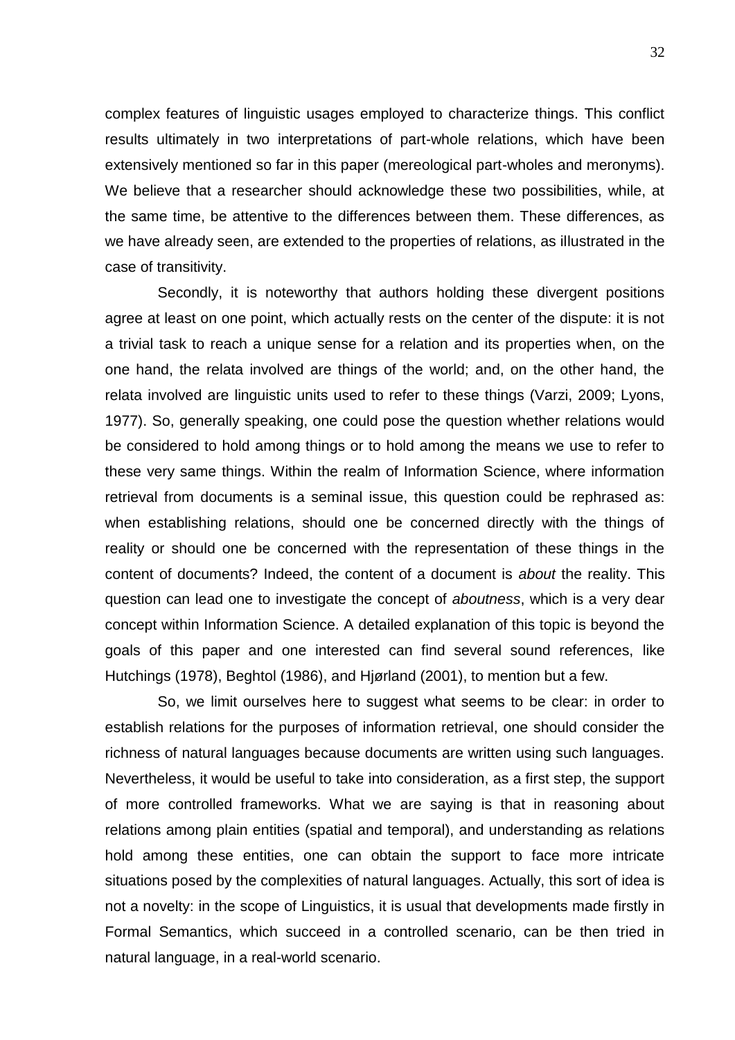complex features of linguistic usages employed to characterize things. This conflict results ultimately in two interpretations of part-whole relations, which have been extensively mentioned so far in this paper (mereological part-wholes and meronyms). We believe that a researcher should acknowledge these two possibilities, while, at the same time, be attentive to the differences between them. These differences, as we have already seen, are extended to the properties of relations, as illustrated in the case of transitivity.

Secondly, it is noteworthy that authors holding these divergent positions agree at least on one point, which actually rests on the center of the dispute: it is not a trivial task to reach a unique sense for a relation and its properties when, on the one hand, the relata involved are things of the world; and, on the other hand, the relata involved are linguistic units used to refer to these things (Varzi, 2009; Lyons, 1977). So, generally speaking, one could pose the question whether relations would be considered to hold among things or to hold among the means we use to refer to these very same things. Within the realm of Information Science, where information retrieval from documents is a seminal issue, this question could be rephrased as: when establishing relations, should one be concerned directly with the things of reality or should one be concerned with the representation of these things in the content of documents? Indeed, the content of a document is *about* the reality. This question can lead one to investigate the concept of *aboutness*, which is a very dear concept within Information Science. A detailed explanation of this topic is beyond the goals of this paper and one interested can find several sound references, like Hutchings (1978), Beghtol (1986), and Hjørland (2001), to mention but a few.

So, we limit ourselves here to suggest what seems to be clear: in order to establish relations for the purposes of information retrieval, one should consider the richness of natural languages because documents are written using such languages. Nevertheless, it would be useful to take into consideration, as a first step, the support of more controlled frameworks. What we are saying is that in reasoning about relations among plain entities (spatial and temporal), and understanding as relations hold among these entities, one can obtain the support to face more intricate situations posed by the complexities of natural languages. Actually, this sort of idea is not a novelty: in the scope of Linguistics, it is usual that developments made firstly in Formal Semantics, which succeed in a controlled scenario, can be then tried in natural language, in a real-world scenario.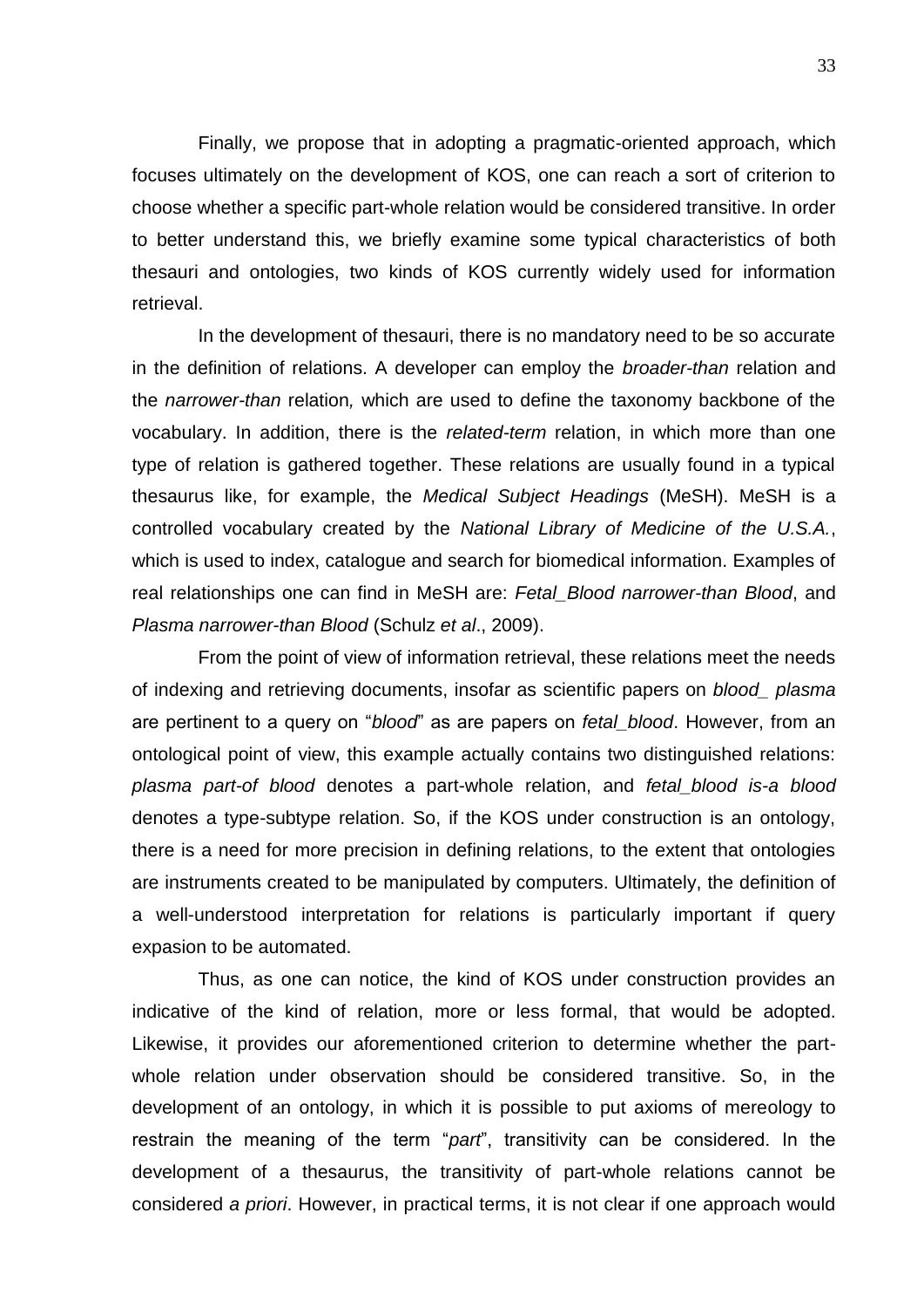Finally, we propose that in adopting a pragmatic-oriented approach, which focuses ultimately on the development of KOS, one can reach a sort of criterion to choose whether a specific part-whole relation would be considered transitive. In order to better understand this, we briefly examine some typical characteristics of both thesauri and ontologies, two kinds of KOS currently widely used for information retrieval.

In the development of thesauri, there is no mandatory need to be so accurate in the definition of relations. A developer can employ the *broader-than* relation and the *narrower-than* relation*,* which are used to define the taxonomy backbone of the vocabulary. In addition, there is the *related-term* relation, in which more than one type of relation is gathered together. These relations are usually found in a typical thesaurus like, for example, the *Medical Subject Headings* (MeSH). MeSH is a controlled vocabulary created by the *National Library of Medicine of the U.S.A.*, which is used to index, catalogue and search for biomedical information. Examples of real relationships one can find in MeSH are: *Fetal_Blood narrower-than Blood*, and *Plasma narrower-than Blood* (Schulz *et al*., 2009).

From the point of view of information retrieval, these relations meet the needs of indexing and retrieving documents, insofar as scientific papers on *blood_ plasma* are pertinent to a query on "*blood*" as are papers on *fetal_blood*. However, from an ontological point of view, this example actually contains two distinguished relations: *plasma part-of blood* denotes a part-whole relation, and *fetal_blood is-a blood* denotes a type-subtype relation. So, if the KOS under construction is an ontology, there is a need for more precision in defining relations, to the extent that ontologies are instruments created to be manipulated by computers. Ultimately, the definition of a well-understood interpretation for relations is particularly important if query expasion to be automated.

Thus, as one can notice, the kind of KOS under construction provides an indicative of the kind of relation, more or less formal, that would be adopted. Likewise, it provides our aforementioned criterion to determine whether the part-whole relation under observation should be considered transitive. So, in the development of an ontology, in which it is possible to put axioms of mereology to restrain the meaning of the term "*part*", transitivity can be considered. In the development of a thesaurus, the transitivity of part-whole relations cannot be considered *a priori*. However, in practical terms, it is not clear if one approach would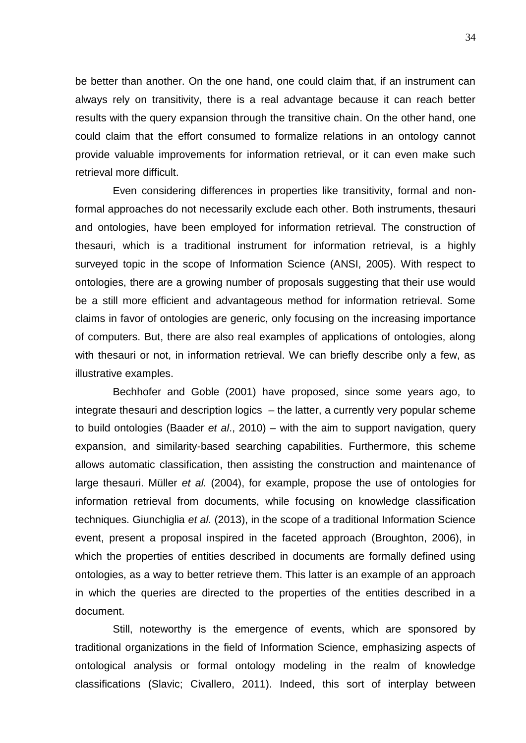be better than another. On the one hand, one could claim that, if an instrument can always rely on transitivity, there is a real advantage because it can reach better results with the query expansion through the transitive chain. On the other hand, one could claim that the effort consumed to formalize relations in an ontology cannot provide valuable improvements for information retrieval, or it can even make such retrieval more difficult.

Even considering differences in properties like transitivity, formal and non-formal approaches do not necessarily exclude each other. Both instruments, thesauri and ontologies, have been employed for information retrieval. The construction of thesauri, which is a traditional instrument for information retrieval, is a highly surveyed topic in the scope of Information Science (ANSI, 2005). With respect to ontologies, there are a growing number of proposals suggesting that their use would be a still more efficient and advantageous method for information retrieval. Some claims in favor of ontologies are generic, only focusing on the increasing importance of computers. But, there are also real examples of applications of ontologies, along with thesauri or not, in information retrieval. We can briefly describe only a few, as illustrative examples.

Bechhofer and Goble (2001) have proposed, since some years ago, to integrate thesauri and description logics – the latter, a currently very popular scheme to build ontologies (Baader *et al*., 2010) – with the aim to support navigation, query expansion, and similarity-based searching capabilities. Furthermore, this scheme allows automatic classification, then assisting the construction and maintenance of large thesauri. Müller *et al.* (2004), for example, propose the use of ontologies for information retrieval from documents, while focusing on knowledge classification techniques. Giunchiglia *et al.* (2013), in the scope of a traditional Information Science event, present a proposal inspired in the faceted approach (Broughton, 2006), in which the properties of entities described in documents are formally defined using ontologies, as a way to better retrieve them. This latter is an example of an approach in which the queries are directed to the properties of the entities described in a document.

Still, noteworthy is the emergence of events, which are sponsored by traditional organizations in the field of Information Science, emphasizing aspects of ontological analysis or formal ontology modeling in the realm of knowledge classifications (Slavic; Civallero, 2011). Indeed, this sort of interplay between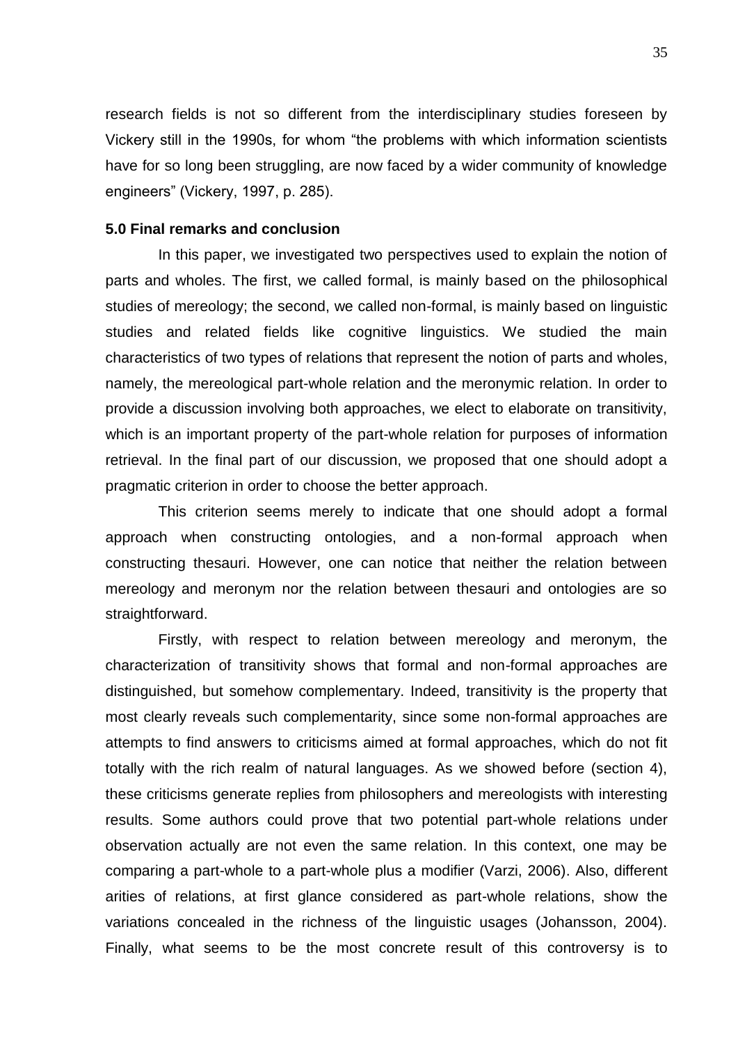research fields is not so different from the interdisciplinary studies foreseen by Vickery still in the 1990s, for whom "the problems with which information scientists have for so long been struggling, are now faced by a wider community of knowledge engineers" (Vickery, 1997, p. 285).

### 5.0 Final remarks and conclusion

In this paper, we investigated two perspectives used to explain the notion of parts and wholes. The first, we called formal, is mainly based on the philosophical studies of mereology; the second, we called non-formal, is mainly based on linguistic studies and related fields like cognitive linguistics. We studied the main characteristics of two types of relations that represent the notion of parts and wholes, namely, the mereological part-whole relation and the meronymic relation. In order to provide a discussion involving both approaches, we elect to elaborate on transitivity, which is an important property of the part-whole relation for purposes of information retrieval. In the final part of our discussion, we proposed that one should adopt a pragmatic criterion in order to choose the better approach.

This criterion seems merely to indicate that one should adopt a formal approach when constructing ontologies, and a non-formal approach when constructing thesauri. However, one can notice that neither the relation between mereology and meronym nor the relation between thesauri and ontologies are so straightforward.

Firstly, with respect to relation between mereology and meronym, the characterization of transitivity shows that formal and non-formal approaches are distinguished, but somehow complementary. Indeed, transitivity is the property that most clearly reveals such complementarity, since some non-formal approaches are attempts to find answers to criticisms aimed at formal approaches, which do not fit totally with the rich realm of natural languages. As we showed before (section 4), these criticisms generate replies from philosophers and mereologists with interesting results. Some authors could prove that two potential part-whole relations under observation actually are not even the same relation. In this context, one may be comparing a part-whole to a part-whole plus a modifier (Varzi, 2006). Also, different arities of relations, at first glance considered as part-whole relations, show the variations concealed in the richness of the linguistic usages (Johansson, 2004). Finally, what seems to be the most concrete result of this controversy is to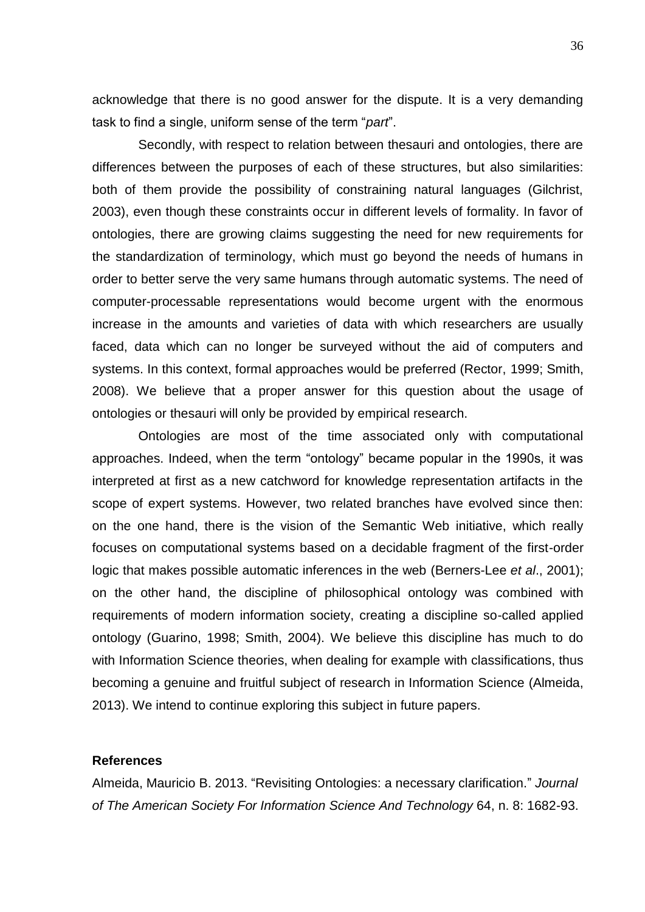acknowledge that there is no good answer for the dispute. It is a very demanding task to find a single, uniform sense of the term "*part*".

Secondly, with respect to relation between thesauri and ontologies, there are differences between the purposes of each of these structures, but also similarities: both of them provide the possibility of constraining natural languages (Gilchrist, 2003), even though these constraints occur in different levels of formality. In favor of ontologies, there are growing claims suggesting the need for new requirements for the standardization of terminology, which must go beyond the needs of humans in order to better serve the very same humans through automatic systems. The need of computer-processable representations would become urgent with the enormous increase in the amounts and varieties of data with which researchers are usually faced, data which can no longer be surveyed without the aid of computers and systems. In this context, formal approaches would be preferred (Rector, 1999; Smith, 2008). We believe that a proper answer for this question about the usage of ontologies or thesauri will only be provided by empirical research.

Ontologies are most of the time associated only with computational approaches. Indeed, when the term "ontology" became popular in the 1990s, it was interpreted at first as a new catchword for knowledge representation artifacts in the scope of expert systems. However, two related branches have evolved since then: on the one hand, there is the vision of the Semantic Web initiative, which really focuses on computational systems based on a decidable fragment of the first-order logic that makes possible automatic inferences in the web (Berners-Lee *et al*., 2001); on the other hand, the discipline of philosophical ontology was combined with requirements of modern information society, creating a discipline so-called applied ontology (Guarino, 1998; Smith, 2004). We believe this discipline has much to do with Information Science theories, when dealing for example with classifications, thus becoming a genuine and fruitful subject of research in Information Science (Almeida, 2013). We intend to continue exploring this subject in future papers.

**References**

Almeida, Mauricio B. 2013. "Revisiting Ontologies: a necessary clarification." *Journal of The American Society For Information Science And Technology* 64, n. 8: 1682-93.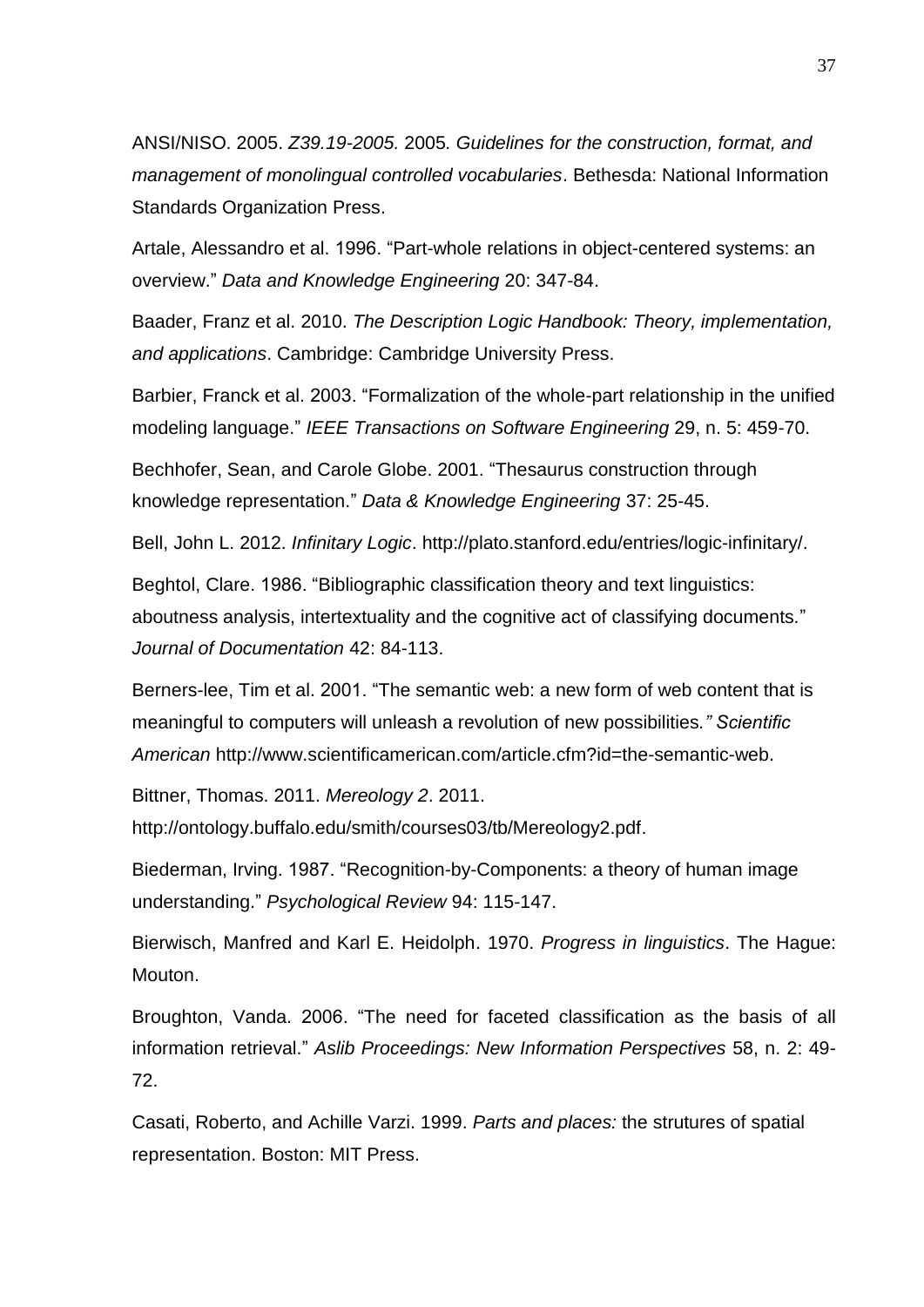ANSI/NISO. 2005. *Z39.19-2005.* 2005*. Guidelines for the construction, format, and management of monolingual controlled vocabularies*. Bethesda: National Information Standards Organization Press.

Artale, Alessandro et al. 1996. "Part-whole relations in object-centered systems: an overview." *Data and Knowledge Engineering* 20: 347-84.

Baader, Franz et al. 2010. *The Description Logic Handbook: Theory, implementation, and applications*. Cambridge: Cambridge University Press.

Barbier, Franck et al. 2003. "Formalization of the whole-part relationship in the unified modeling language." *IEEE Transactions on Software Engineering* 29, n. 5: 459-70.

Bechhofer, Sean, and Carole Globe. 2001. "Thesaurus construction through knowledge representation." *Data & Knowledge Engineering* 37: 25-45.

Bell, John L. 2012. *Infinitary Logic*. http://plato.stanford.edu/entries/logic-infinitary/.

Beghtol, Clare. 1986. "Bibliographic classification theory and text linguistics: aboutness analysis, intertextuality and the cognitive act of classifying documents." *Journal of Documentation* 42: 84-113.

Berners-lee, Tim et al. 2001. "The semantic web: a new form of web content that is meaningful to computers will unleash a revolution of new possibilities*." Scientific American* http://www.scientificamerican.com/article.cfm?id=the-semantic-web.

Bittner, Thomas. 2011. *Mereology 2*. 2011. http://ontology.buffalo.edu/smith/courses03/tb/Mereology2.pdf.

Biederman, Irving. 1987. "Recognition-by-Components: a theory of human image understanding." *Psychological Review* 94: 115-147.

Bierwisch, Manfred and Karl E. Heidolph. 1970. *Progress in linguistics*. The Hague: Mouton.

Broughton, Vanda. 2006. "The need for faceted classification as the basis of all information retrieval." *Aslib Proceedings: New Information Perspectives* 58, n. 2: 49-72.

Casati, Roberto, and Achille Varzi. 1999. *Parts and places:* the strutures of spatial representation. Boston: MIT Press.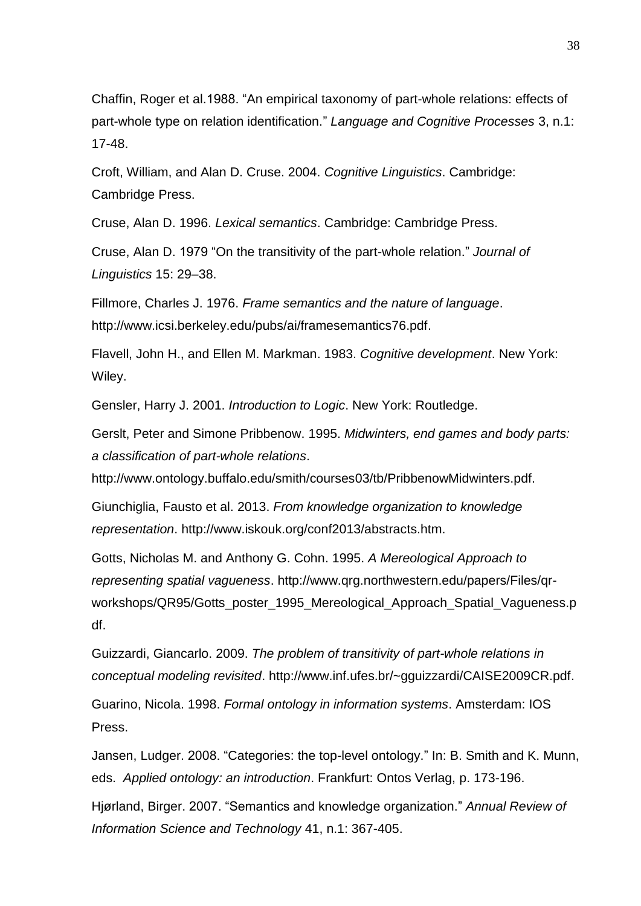Chaffin, Roger et al.1988. “An empirical taxonomy of part-whole relations: effects of part-whole type on relation identification.” *Language and Cognitive Processes* 3, n.1: 17-48.

Croft, William, and Alan D. Cruse. 2004. *Cognitive Linguistics*. Cambridge: Cambridge Press.

Cruse, Alan D. 1996. *Lexical semantics*. Cambridge: Cambridge Press.

Cruse, Alan D. 1979 “On the transitivity of the part-whole relation.” *Journal of Linguistics* 15: 29–38.

Fillmore, Charles J. 1976. *Frame semantics and the nature of language*. http://www.icsi.berkeley.edu/pubs/ai/framesemantics76.pdf.

Flavell, John H., and Ellen M. Markman. 1983. *Cognitive development*. New York: Wiley.

Gensler, Harry J. 2001. *Introduction to Logic*. New York: Routledge.

Gerslt, Peter and Simone Pribbenow. 1995. *Midwinters, end games and body parts: a classification of part-whole relations*. http://www.ontology.buffalo.edu/smith/courses03/tb/PribbenowMidwinters.pdf.

Giunchiglia, Fausto et al. 2013. *From knowledge organization to knowledge representation*. http://www.iskouk.org/conf2013/abstracts.htm.

Gotts, Nicholas M. and Anthony G. Cohn. 1995. *A Mereological Approach to representing spatial vagueness*. http://www.qrg.northwestern.edu/papers/Files/qr-workshops/QR95/Gotts_poster_1995_Mereological_Approach_Spatial_Vagueness.pdf.

Guizzardi, Giancarlo. 2009. *The problem of transitivity of part-whole relations in conceptual modeling revisited*. http://www.inf.ufes.br/~gguizzardi/CAISE2009CR.pdf.

Guarino, Nicola. 1998. *Formal ontology in information systems*. Amsterdam: IOS Press.

Jansen, Ludger. 2008. “Categories: the top-level ontology.” In: B. Smith and K. Munn, eds. *Applied ontology: an introduction*. Frankfurt: Ontos Verlag, p. 173-196.

Hjørland, Birger. 2007. “Semantics and knowledge organization.” *Annual Review of Information Science and Technology* 41, n.1: 367-405.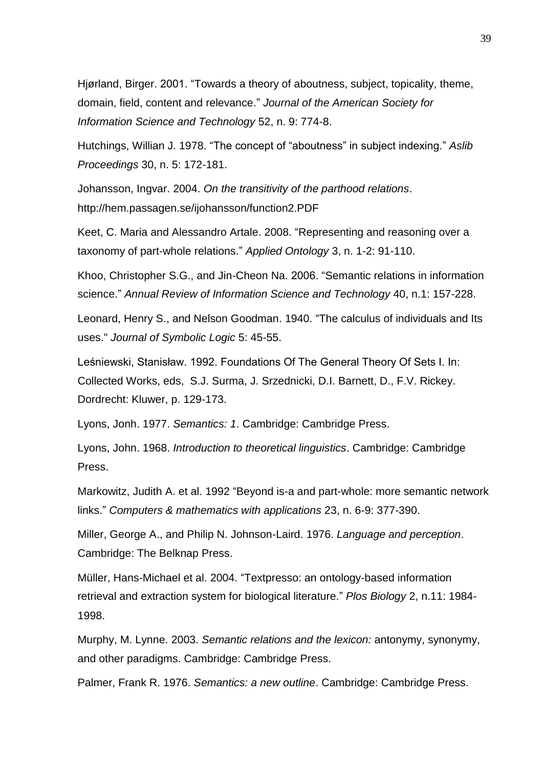Hjørland, Birger. 2001. “Towards a theory of aboutness, subject, topicality, theme, domain, field, content and relevance.” *Journal of the American Society for Information Science and Technology* 52, n. 9: 774-8.

Hutchings, Willian J. 1978. “The concept of “aboutness” in subject indexing.” *Aslib Proceedings* 30, n. 5: 172-181.

Johansson, Ingvar. 2004. *On the transitivity of the parthood relations*. http://hem.passagen.se/ijohansson/function2.PDF

Keet, C. Maria and Alessandro Artale. 2008. “Representing and reasoning over a taxonomy of part-whole relations.” *Applied Ontology* 3, n. 1-2: 91-110.

Khoo, Christopher S.G., and Jin-Cheon Na. 2006. “Semantic relations in information science.” *Annual Review of Information Science and Technology* 40, n.1: 157-228.

Leonard, Henry S., and Nelson Goodman. 1940. “The calculus of individuals and Its uses." *Journal of Symbolic Logic* 5: 45-55.

Leśniewski, Stanisław. 1992. Foundations Of The General Theory Of Sets I. In: Collected Works, eds, S.J. Surma, J. Srzednicki, D.I. Barnett, D., F.V. Rickey. Dordrecht: Kluwer, p. 129-173.

Lyons, Jonh. 1977. *Semantics: 1*. Cambridge: Cambridge Press.

Lyons, John. 1968. *Introduction to theoretical linguistics*. Cambridge: Cambridge Press.

Markowitz, Judith A. et al. 1992 “Beyond is-a and part-whole: more semantic network links.” *Computers & mathematics with applications* 23, n. 6-9: 377-390.

Miller, George A., and Philip N. Johnson-Laird. 1976. *Language and perception*. Cambridge: The Belknap Press.

Müller, Hans-Michael et al. 2004. “Textpresso: an ontology-based information retrieval and extraction system for biological literature.” *Plos Biology* 2, n.11: 1984-1998.

Murphy, M. Lynne. 2003. *Semantic relations and the lexicon:* antonymy, synonymy, and other paradigms. Cambridge: Cambridge Press.

Palmer, Frank R. 1976. *Semantics: a new outline*. Cambridge: Cambridge Press.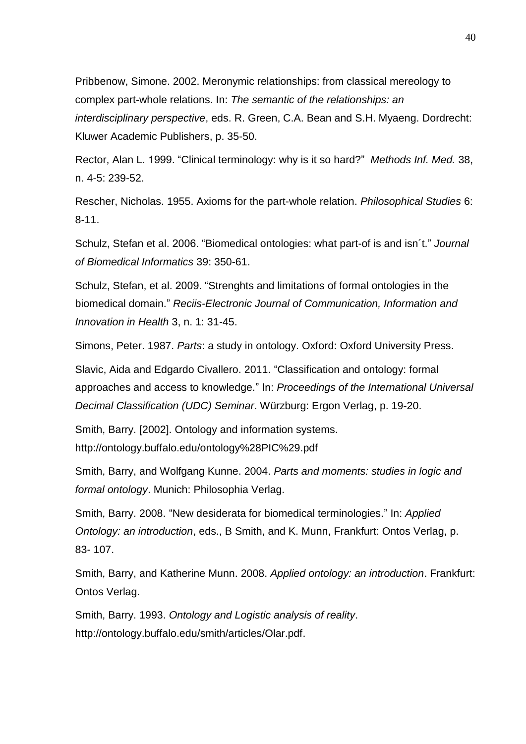Pribbenow, Simone. 2002. Meronymic relationships: from classical mereology to complex part-whole relations. In: *The semantic of the relationships: an interdisciplinary perspective*, eds. R. Green, C.A. Bean and S.H. Myaeng. Dordrecht: Kluwer Academic Publishers, p. 35-50.

Rector, Alan L. 1999. "Clinical terminology: why is it so hard?" *Methods Inf. Med.* 38, n. 4-5: 239-52.

Rescher, Nicholas. 1955. Axioms for the part-whole relation. *Philosophical Studies* 6: 8-11.

Schulz, Stefan et al. 2006. "Biomedical ontologies: what part-of is and isn´t." *Journal of Biomedical Informatics* 39: 350-61.

Schulz, Stefan, et al. 2009. "Strenghts and limitations of formal ontologies in the biomedical domain." *Reciis-Electronic Journal of Communication, Information and Innovation in Health* 3, n. 1: 31-45.

Simons, Peter. 1987. *Parts*: a study in ontology. Oxford: Oxford University Press.

Slavic, Aida and Edgardo Civallero. 2011. "Classification and ontology: formal approaches and access to knowledge." In: *Proceedings of the International Universal Decimal Classification (UDC) Seminar*. Würzburg: Ergon Verlag, p. 19-20.

Smith, Barry. [2002]. Ontology and information systems. http://ontology.buffalo.edu/ontology%28PIC%29.pdf

Smith, Barry, and Wolfgang Kunne. 2004. *Parts and moments: studies in logic and formal ontology*. Munich: Philosophia Verlag.

Smith, Barry. 2008. "New desiderata for biomedical terminologies." In: *Applied Ontology: an introduction*, eds., B Smith, and K. Munn, Frankfurt: Ontos Verlag, p. 83- 107.

Smith, Barry, and Katherine Munn. 2008. *Applied ontology: an introduction*. Frankfurt: Ontos Verlag.

Smith, Barry. 1993. *Ontology and Logistic analysis of reality*. http://ontology.buffalo.edu/smith/articles/Olar.pdf.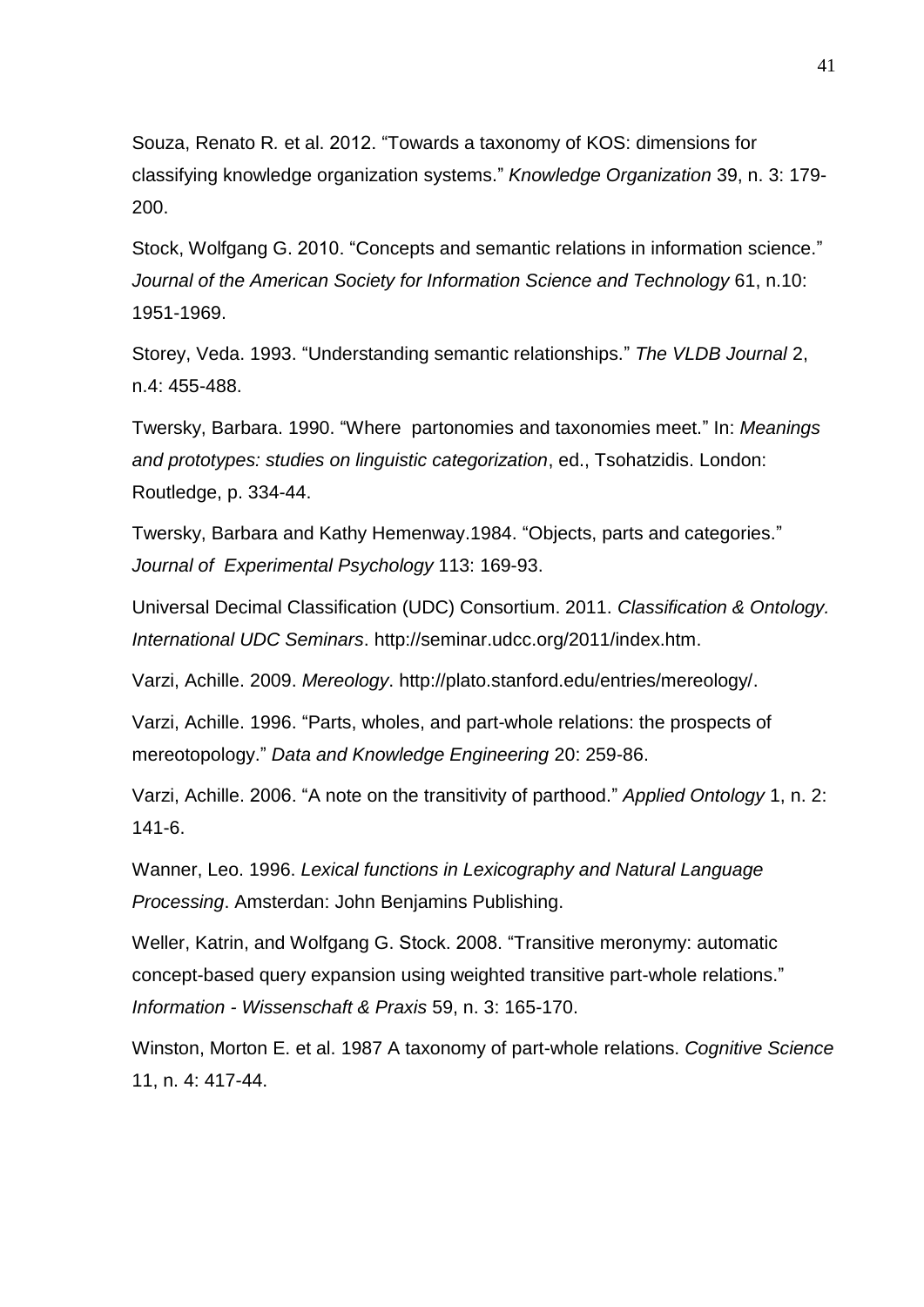Souza, Renato R. et al. 2012. “Towards a taxonomy of KOS: dimensions for classifying knowledge organization systems.” *Knowledge Organization* 39, n. 3: 179-200.

Stock, Wolfgang G. 2010. “Concepts and semantic relations in information science.” *Journal of the American Society for Information Science and Technology* 61, n.10: 1951-1969.

Storey, Veda. 1993. “Understanding semantic relationships.” *The VLDB Journal* 2, n.4: 455-488.

Twersky, Barbara. 1990. “Where partonomies and taxonomies meet.” In: *Meanings and prototypes: studies on linguistic categorization*, ed., Tsohatzidis. London: Routledge, p. 334-44.

Twersky, Barbara and Kathy Hemenway.1984. “Objects, parts and categories.” *Journal of Experimental Psychology* 113: 169-93.

Universal Decimal Classification (UDC) Consortium. 2011. *Classification & Ontology. International UDC Seminars*. http://seminar.udcc.org/2011/index.htm.

Varzi, Achille. 2009. *Mereology*. http://plato.stanford.edu/entries/mereology/.

Varzi, Achille. 1996. “Parts, wholes, and part-whole relations: the prospects of mereotopology.” *Data and Knowledge Engineering* 20: 259-86.

Varzi, Achille. 2006. “A note on the transitivity of parthood.” *Applied Ontology* 1, n. 2: 141-6.

Wanner, Leo. 1996. *Lexical functions in Lexicography and Natural Language Processing*. Amsterdan: John Benjamins Publishing.

Weller, Katrin, and Wolfgang G. Stock. 2008. “Transitive meronymy: automatic concept-based query expansion using weighted transitive part-whole relations.” *Information - Wissenschaft & Praxis* 59, n. 3: 165-170.

Winston, Morton E. et al. 1987 A taxonomy of part-whole relations. *Cognitive Science* 11, n. 4: 417-44.